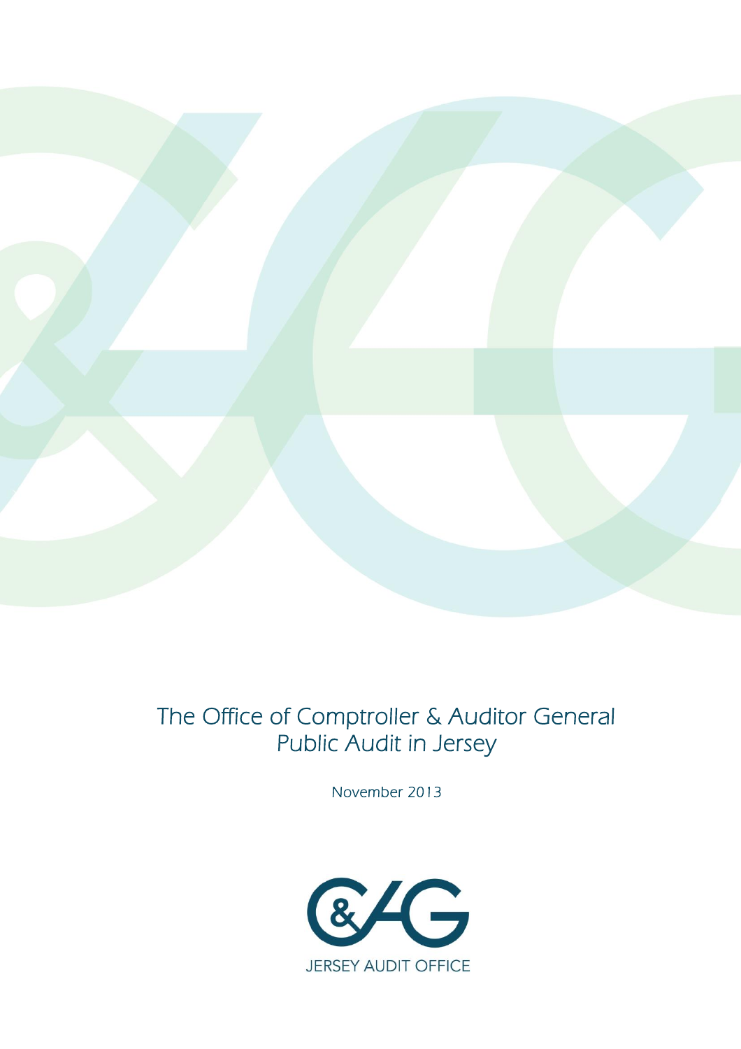# The Office of Comptroller & Auditor General Public Audit in Jersey

November 2013

JERSEY AUDIT OFFICE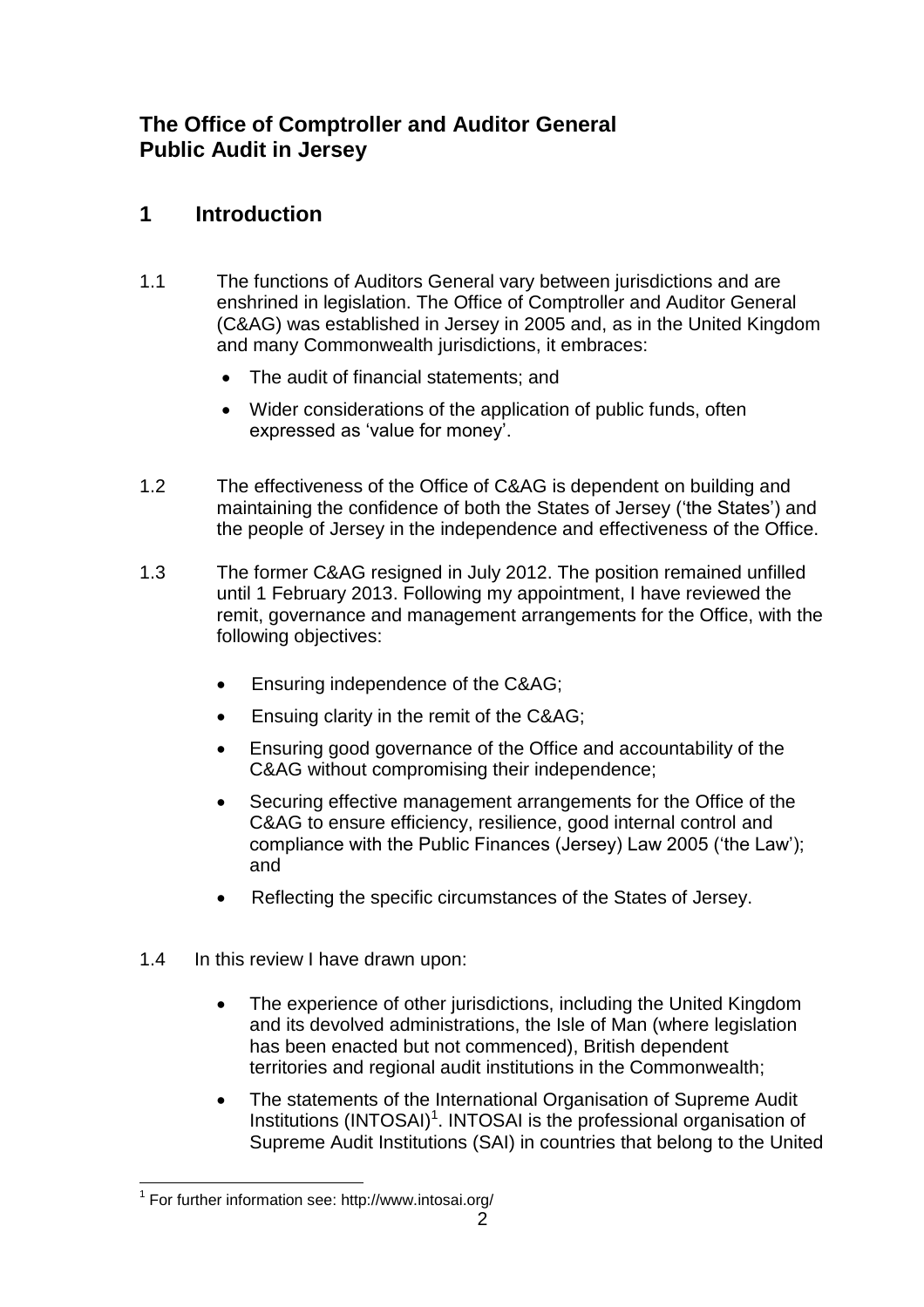## The Office of Comptroller and Auditor General Public Audit in Jersey

## 1 Introduction

1.1 The functions of Auditors General vary between jurisdictions and are enshrined in legislation. The Office of Comptroller and Auditor General (C&AG) was established in Jersey in 2005 and, as in the United Kingdom and many Commonwealth jurisdictions, it embraces:

- The audit of financial statements; and
- Wider considerations of the application of public funds, often expressed as 'value for money'.

1.2 The effectiveness of the Office of C&AG is dependent on building and maintaining the confidence of both the States of Jersey ('the States') and the people of Jersey in the independence and effectiveness of the Office.

1.3 The former C&AG resigned in July 2012. The position remained unfilled until 1 February 2013. Following my appointment, I have reviewed the remit, governance and management arrangements for the Office, with the following objectives:

- Ensuring independence of the C&AG;
- Ensuing clarity in the remit of the C&AG;
- Ensuring good governance of the Office and accountability of the C&AG without compromising their independence;
- Securing effective management arrangements for the Office of the C&AG to ensure efficiency, resilience, good internal control and compliance with the Public Finances (Jersey) Law 2005 ('the Law'); and
- Reflecting the specific circumstances of the States of Jersey.

1.4 In this review I have drawn upon:

- The experience of other jurisdictions, including the United Kingdom and its devolved administrations, the Isle of Man (where legislation has been enacted but not commenced), British dependent territories and regional audit institutions in the Commonwealth;
- The statements of the International Organisation of Supreme Audit Institutions (INTOSAI)[1]. INTOSAI is the professional organisation of Supreme Audit Institutions (SAI) in countries that belong to the United

[1] For further information see: http://www.intosai.org/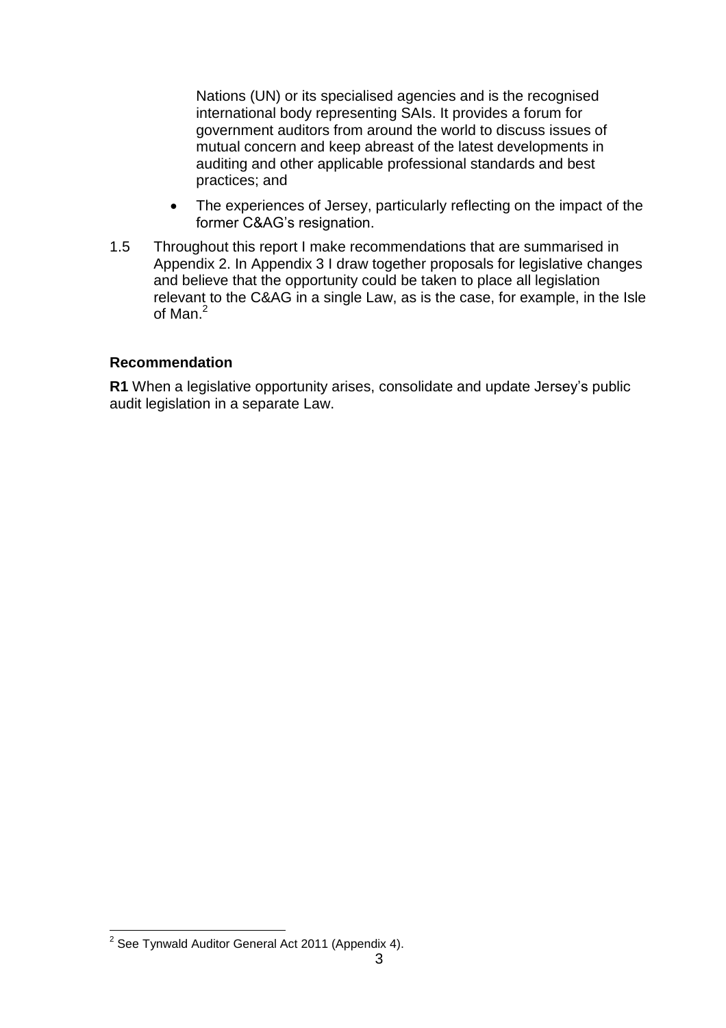Nations (UN) or its specialised agencies and is the recognised international body representing SAIs. It provides a forum for government auditors from around the world to discuss issues of mutual concern and keep abreast of the latest developments in auditing and other applicable professional standards and best practices; and

- The experiences of Jersey, particularly reflecting on the impact of the former C&AG's resignation.

1.5 Throughout this report I make recommendations that are summarised in Appendix 2. In Appendix 3 I draw together proposals for legislative changes and believe that the opportunity could be taken to place all legislation relevant to the C&AG in a single Law, as is the case, for example, in the Isle of Man.[2]

**Recommendation**

**R1** When a legislative opportunity arises, consolidate and update Jersey's public audit legislation in a separate Law.

[2] See Tynwald Auditor General Act 2011 (Appendix 4).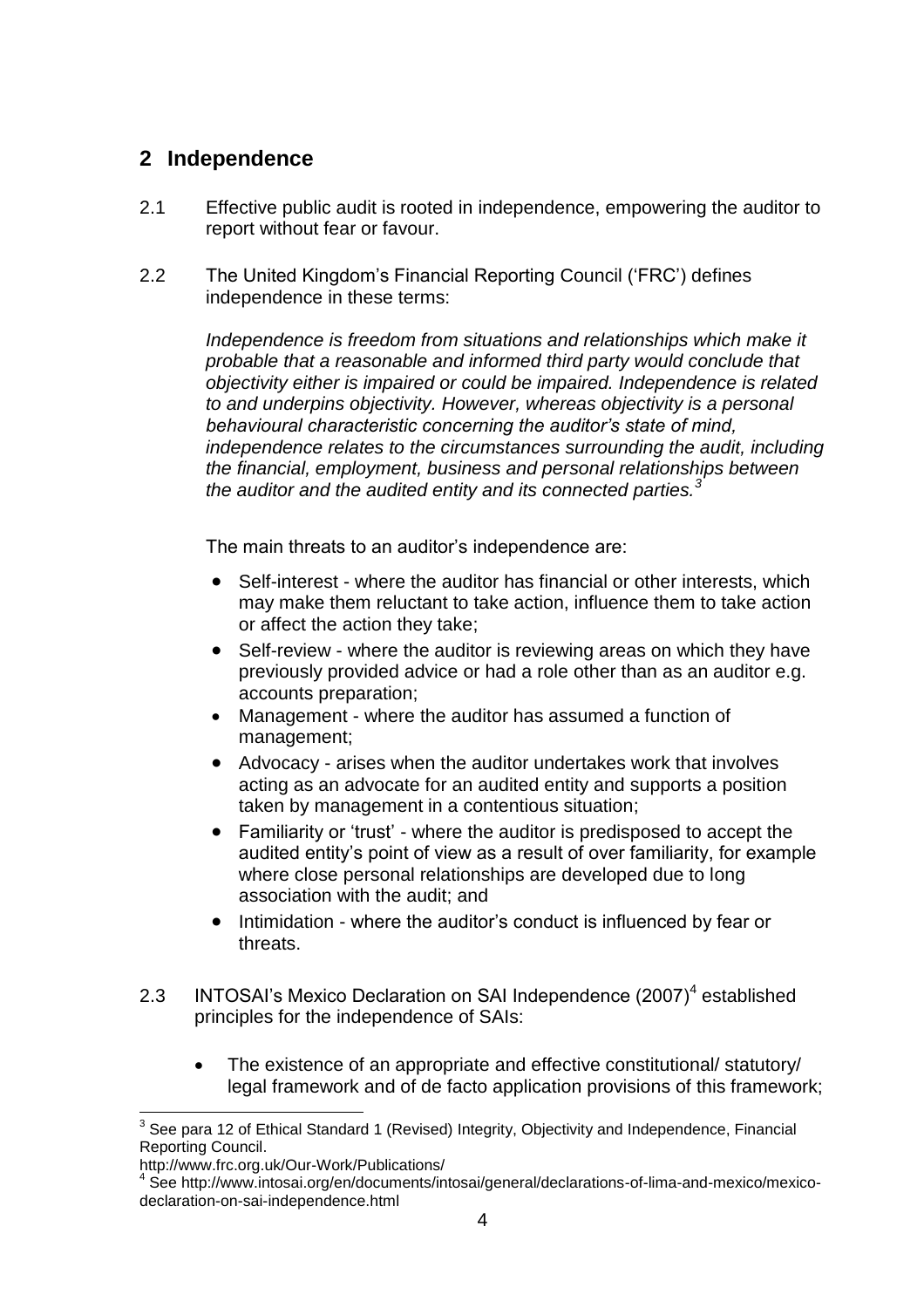## 2 Independence

2.1 Effective public audit is rooted in independence, empowering the auditor to report without fear or favour.

2.2 The United Kingdom's Financial Reporting Council ('FRC') defines independence in these terms:

*Independence is freedom from situations and relationships which make it probable that a reasonable and informed third party would conclude that objectivity either is impaired or could be impaired. Independence is related to and underpins objectivity. However, whereas objectivity is a personal behavioural characteristic concerning the auditor's state of mind, independence relates to the circumstances surrounding the audit, including the financial, employment, business and personal relationships between the auditor and the audited entity and its connected parties.*[3]

The main threats to an auditor's independence are:

- Self-interest - where the auditor has financial or other interests, which may make them reluctant to take action, influence them to take action or affect the action they take;
- Self-review - where the auditor is reviewing areas on which they have previously provided advice or had a role other than as an auditor e.g. accounts preparation;
- Management - where the auditor has assumed a function of management;
- Advocacy - arises when the auditor undertakes work that involves acting as an advocate for an audited entity and supports a position taken by management in a contentious situation;
- Familiarity or 'trust' - where the auditor is predisposed to accept the audited entity's point of view as a result of over familiarity, for example where close personal relationships are developed due to long association with the audit; and
- Intimidation - where the auditor's conduct is influenced by fear or threats.

2.3 INTOSAI's Mexico Declaration on SAI Independence (2007)[4] established principles for the independence of SAIs:

- The existence of an appropriate and effective constitutional/ statutory/ legal framework and of de facto application provisions of this framework;

---

[3] See para 12 of Ethical Standard 1 (Revised) Integrity, Objectivity and Independence, Financial Reporting Council.
http://www.frc.org.uk/Our-Work/Publications/

[4] See http://www.intosai.org/en/documents/intosai/general/declarations-of-lima-and-mexico/mexico-declaration-on-sai-independence.html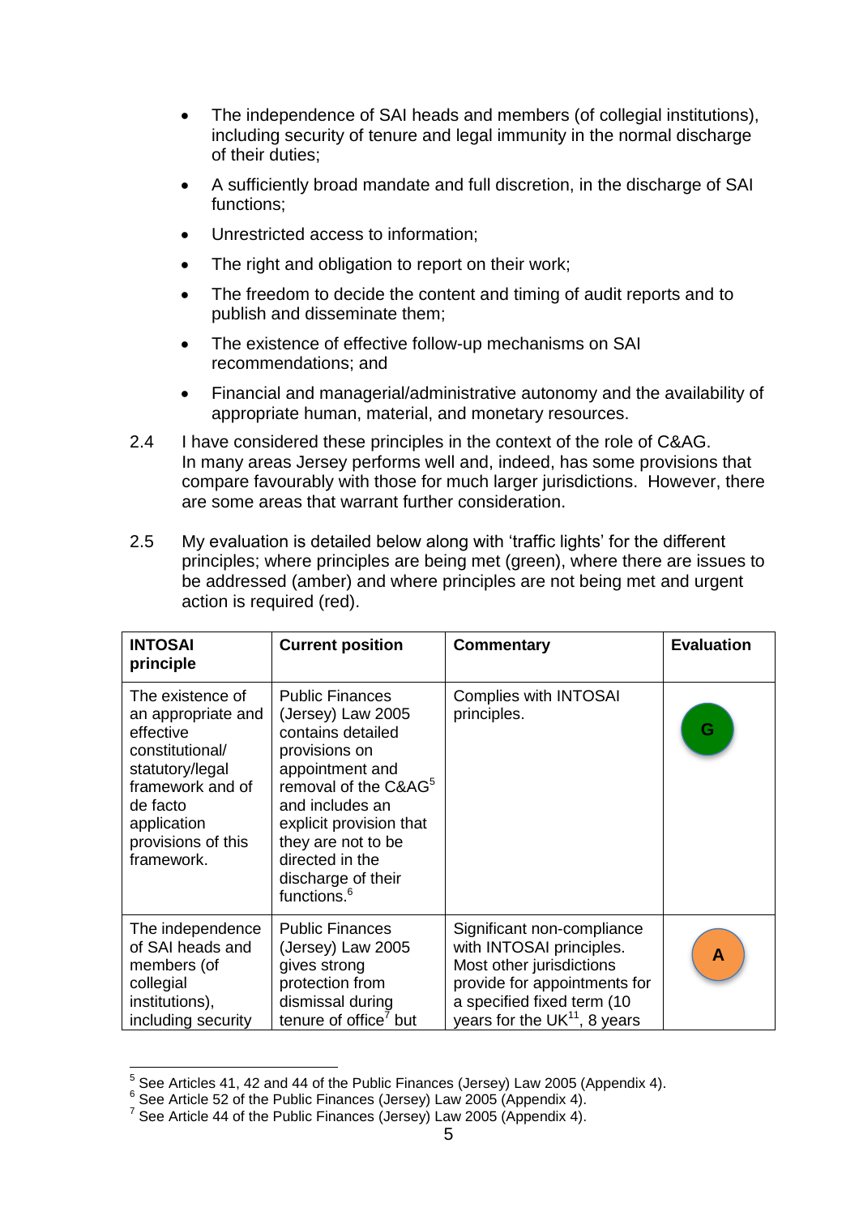- The independence of SAI heads and members (of collegial institutions), including security of tenure and legal immunity in the normal discharge of their duties;
- A sufficiently broad mandate and full discretion, in the discharge of SAI functions;
- Unrestricted access to information;
- The right and obligation to report on their work;
- The freedom to decide the content and timing of audit reports and to publish and disseminate them;
- The existence of effective follow-up mechanisms on SAI recommendations; and
- Financial and managerial/administrative autonomy and the availability of appropriate human, material, and monetary resources.

2.4 I have considered these principles in the context of the role of C&AG. In many areas Jersey performs well and, indeed, has some provisions that compare favourably with those for much larger jurisdictions. However, there are some areas that warrant further consideration.

2.5 My evaluation is detailed below along with 'traffic lights' for the different principles; where principles are being met (green), where there are issues to be addressed (amber) and where principles are not being met and urgent action is required (red).

| INTOSAI principle | Current position | Commentary | Evaluation |
|---|---|---|---|
| The existence of an appropriate and effective constitutional/ statutory/legal framework and of de facto application provisions of this framework. | Public Finances (Jersey) Law 2005 contains detailed provisions on appointment and removal of the C&AG[5] and includes an explicit provision that they are not to be directed in the discharge of their functions.[6] | Complies with INTOSAI principles. | G |
| The independence of SAI heads and members (of collegial institutions), including security | Public Finances (Jersey) Law 2005 gives strong protection from dismissal during tenure of office[7] but | Significant non-compliance with INTOSAI principles. Most other jurisdictions provide for appointments for a specified fixed term (10 years for the UK[11], 8 years | A |

[5] See Articles 41, 42 and 44 of the Public Finances (Jersey) Law 2005 (Appendix 4).
[6] See Article 52 of the Public Finances (Jersey) Law 2005 (Appendix 4).
[7] See Article 44 of the Public Finances (Jersey) Law 2005 (Appendix 4).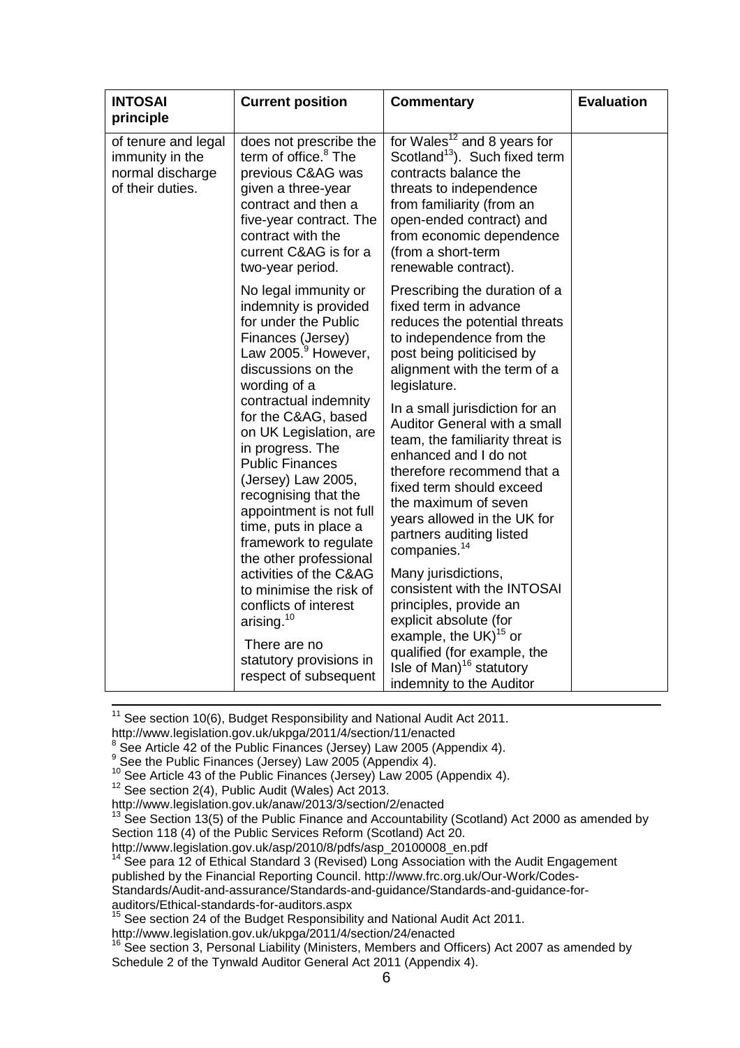| INTOSAI principle | Current position | Commentary | Evaluation |
|---|---|---|---|
| of tenure and legal immunity in the normal discharge of their duties. | does not prescribe the term of office.[8] The previous C&AG was given a three-year contract and then a five-year contract. The contract with the current C&AG is for a two-year period. | for Wales[12] and 8 years for Scotland[13]). Such fixed term contracts balance the threats to independence from familiarity (from an open-ended contract) and from economic dependence (from a short-term renewable contract). | |
| | No legal immunity or indemnity is provided for under the Public Finances (Jersey) Law 2005.[9] However, discussions on the wording of a contractual indemnity for the C&AG, based on UK Legislation, are in progress. The Public Finances (Jersey) Law 2005, recognising that the appointment is not full time, puts in place a framework to regulate the other professional activities of the C&AG to minimise the risk of conflicts of interest arising.[10] | Prescribing the duration of a fixed term in advance reduces the potential threats to independence from the post being politicised by alignment with the term of a legislature. In a small jurisdiction for an Auditor General with a small team, the familiarity threat is enhanced and I do not therefore recommend that a fixed term should exceed the maximum of seven years allowed in the UK for partners auditing listed companies.[14] | |
| | There are no statutory provisions in respect of subsequent | Many jurisdictions, consistent with the INTOSAI principles, provide an explicit absolute (for example, the UK)[15] or qualified (for example, the Isle of Man)[16] statutory indemnity to the Auditor | |

[11] See section 10(6), Budget Responsibility and National Audit Act 2011. http://www.legislation.gov.uk/ukpga/2011/4/section/11/enacted

[8] See Article 42 of the Public Finances (Jersey) Law 2005 (Appendix 4).

[9] See the Public Finances (Jersey) Law 2005 (Appendix 4).

[10] See Article 43 of the Public Finances (Jersey) Law 2005 (Appendix 4).

[12] See section 2(4), Public Audit (Wales) Act 2013. http://www.legislation.gov.uk/anaw/2013/3/section/2/enacted

[13] See Section 13(5) of the Public Finance and Accountability (Scotland) Act 2000 as amended by Section 118 (4) of the Public Services Reform (Scotland) Act 20. http://www.legislation.gov.uk/asp/2010/8/pdfs/asp_20100008_en.pdf

[14] See para 12 of Ethical Standard 3 (Revised) Long Association with the Audit Engagement published by the Financial Reporting Council. http://www.frc.org.uk/Our-Work/Codes-Standards/Audit-and-assurance/Standards-and-guidance/Standards-and-guidance-for-auditors/Ethical-standards-for-auditors.aspx

[15] See section 24 of the Budget Responsibility and National Audit Act 2011. http://www.legislation.gov.uk/ukpga/2011/4/section/24/enacted

[16] See section 3, Personal Liability (Ministers, Members and Officers) Act 2007 as amended by Schedule 2 of the Tynwald Auditor General Act 2011 (Appendix 4).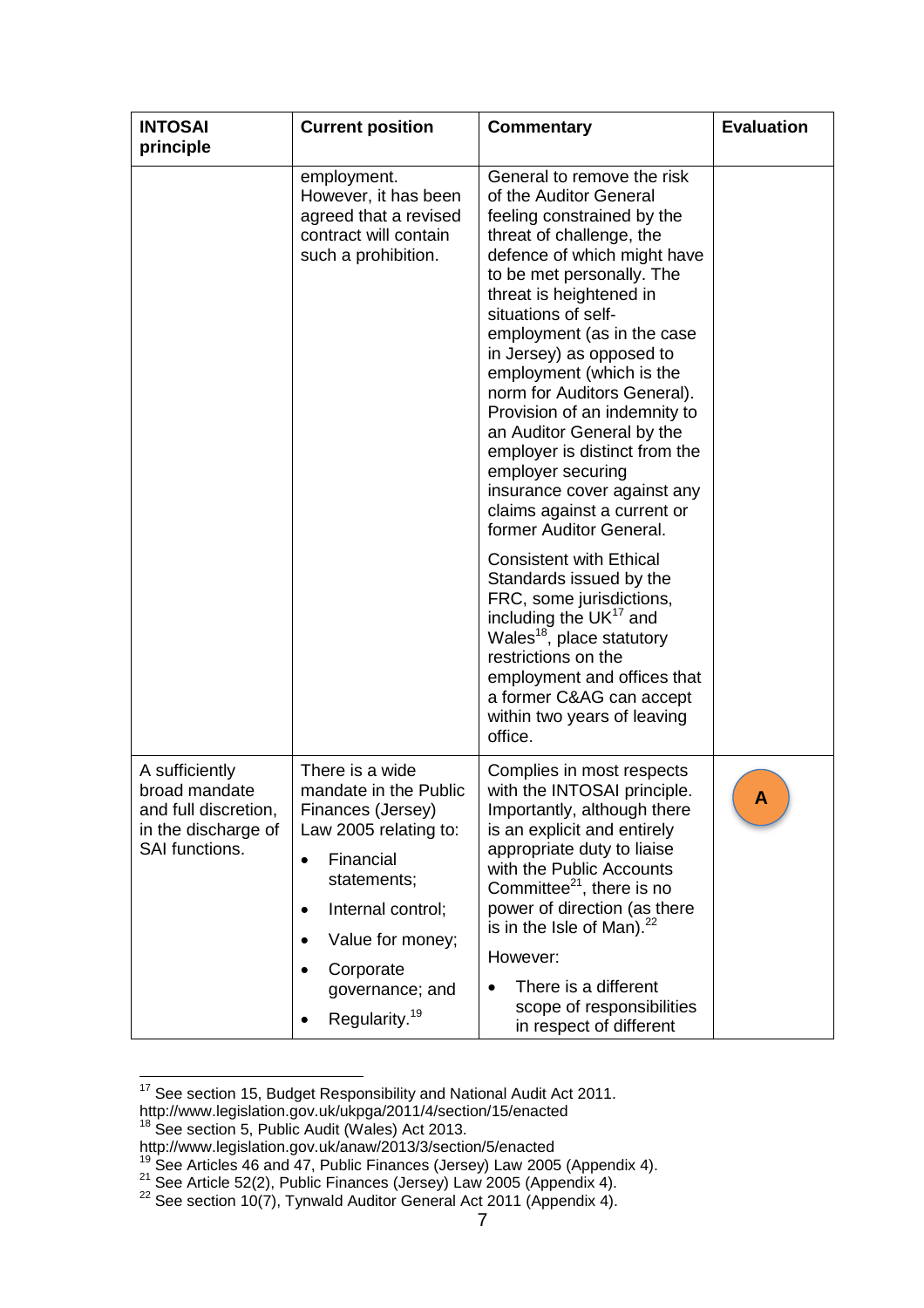| INTOSAI principle | Current position | Commentary | Evaluation |
|---|---|---|---|
| | employment. However, it has been agreed that a revised contract will contain such a prohibition. | General to remove the risk of the Auditor General feeling constrained by the threat of challenge, the defence of which might have to be met personally. The threat is heightened in situations of self-employment (as in the case in Jersey) as opposed to employment (which is the norm for Auditors General). Provision of an indemnity to an Auditor General by the employer is distinct from the employer securing insurance cover against any claims against a current or former Auditor General.<br><br>Consistent with Ethical Standards issued by the FRC, some jurisdictions, including the UK[17] and Wales[18], place statutory restrictions on the employment and offices that a former C&AG can accept within two years of leaving office. | |
| A sufficiently broad mandate and full discretion, in the discharge of SAI functions. | There is a wide mandate in the Public Finances (Jersey) Law 2005 relating to:<br>• Financial statements;<br>• Internal control;<br>• Value for money;<br>• Corporate governance; and<br>• Regularity.[19] | Complies in most respects with the INTOSAI principle. Importantly, although there is an explicit and entirely appropriate duty to liaise with the Public Accounts Committee[21], there is no power of direction (as there is in the Isle of Man).[22]<br><br>However:<br>• There is a different scope of responsibilities in respect of different | A |

[17] See section 15, Budget Responsibility and National Audit Act 2011. http://www.legislation.gov.uk/ukpga/2011/4/section/15/enacted

[18] See section 5, Public Audit (Wales) Act 2013. http://www.legislation.gov.uk/anaw/2013/3/section/5/enacted

[19] See Articles 46 and 47, Public Finances (Jersey) Law 2005 (Appendix 4).

[21] See Article 52(2), Public Finances (Jersey) Law 2005 (Appendix 4).

[22] See section 10(7), Tynwald Auditor General Act 2011 (Appendix 4).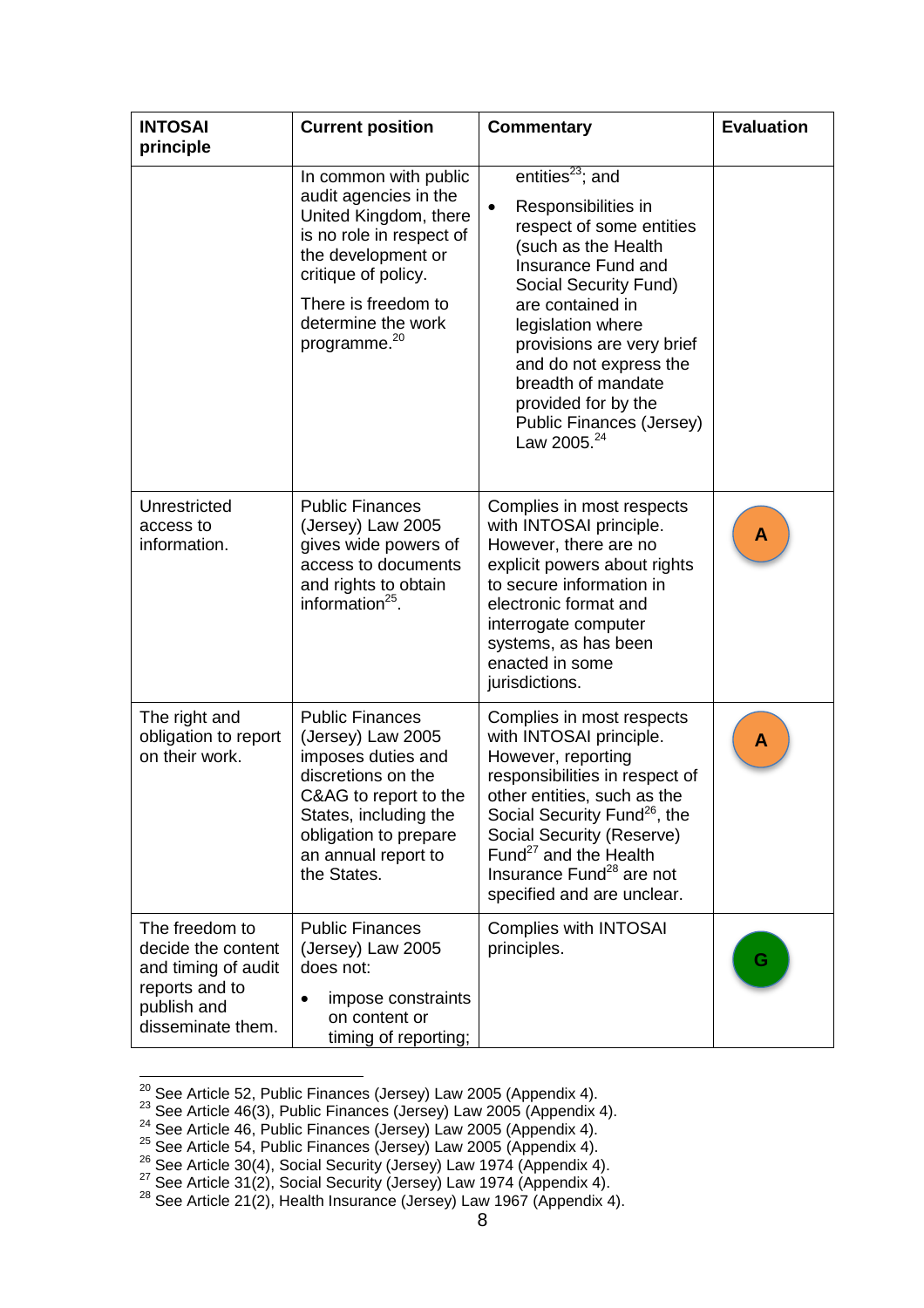| INTOSAI principle | Current position | Commentary | Evaluation |
|---|---|---|---|
| | In common with public audit agencies in the United Kingdom, there is no role in respect of the development or critique of policy.<br><br>There is freedom to determine the work programme.[20] | entities[23]; and<br><br>• Responsibilities in respect of some entities (such as the Health Insurance Fund and Social Security Fund) are contained in legislation where provisions are very brief and do not express the breadth of mandate provided for by the Public Finances (Jersey) Law 2005.[24] | |
| Unrestricted access to information. | Public Finances (Jersey) Law 2005 gives wide powers of access to documents and rights to obtain information[25]. | Complies in most respects with INTOSAI principle. However, there are no explicit powers about rights to secure information in electronic format and interrogate computer systems, as has been enacted in some jurisdictions. | A |
| The right and obligation to report on their work. | Public Finances (Jersey) Law 2005 imposes duties and discretions on the C&AG to report to the States, including the obligation to prepare an annual report to the States. | Complies in most respects with INTOSAI principle. However, reporting responsibilities in respect of other entities, such as the Social Security Fund[26], the Social Security (Reserve) Fund[27] and the Health Insurance Fund[28] are not specified and are unclear. | A |
| The freedom to decide the content and timing of audit reports and to publish and disseminate them. | Public Finances (Jersey) Law 2005 does not:<br><br>• impose constraints on content or timing of reporting; | Complies with INTOSAI principles. | G |

[20] See Article 52, Public Finances (Jersey) Law 2005 (Appendix 4).
[23] See Article 46(3), Public Finances (Jersey) Law 2005 (Appendix 4).
[24] See Article 46, Public Finances (Jersey) Law 2005 (Appendix 4).
[25] See Article 54, Public Finances (Jersey) Law 2005 (Appendix 4).
[26] See Article 30(4), Social Security (Jersey) Law 1974 (Appendix 4).
[27] See Article 31(2), Social Security (Jersey) Law 1974 (Appendix 4).
[28] See Article 21(2), Health Insurance (Jersey) Law 1967 (Appendix 4).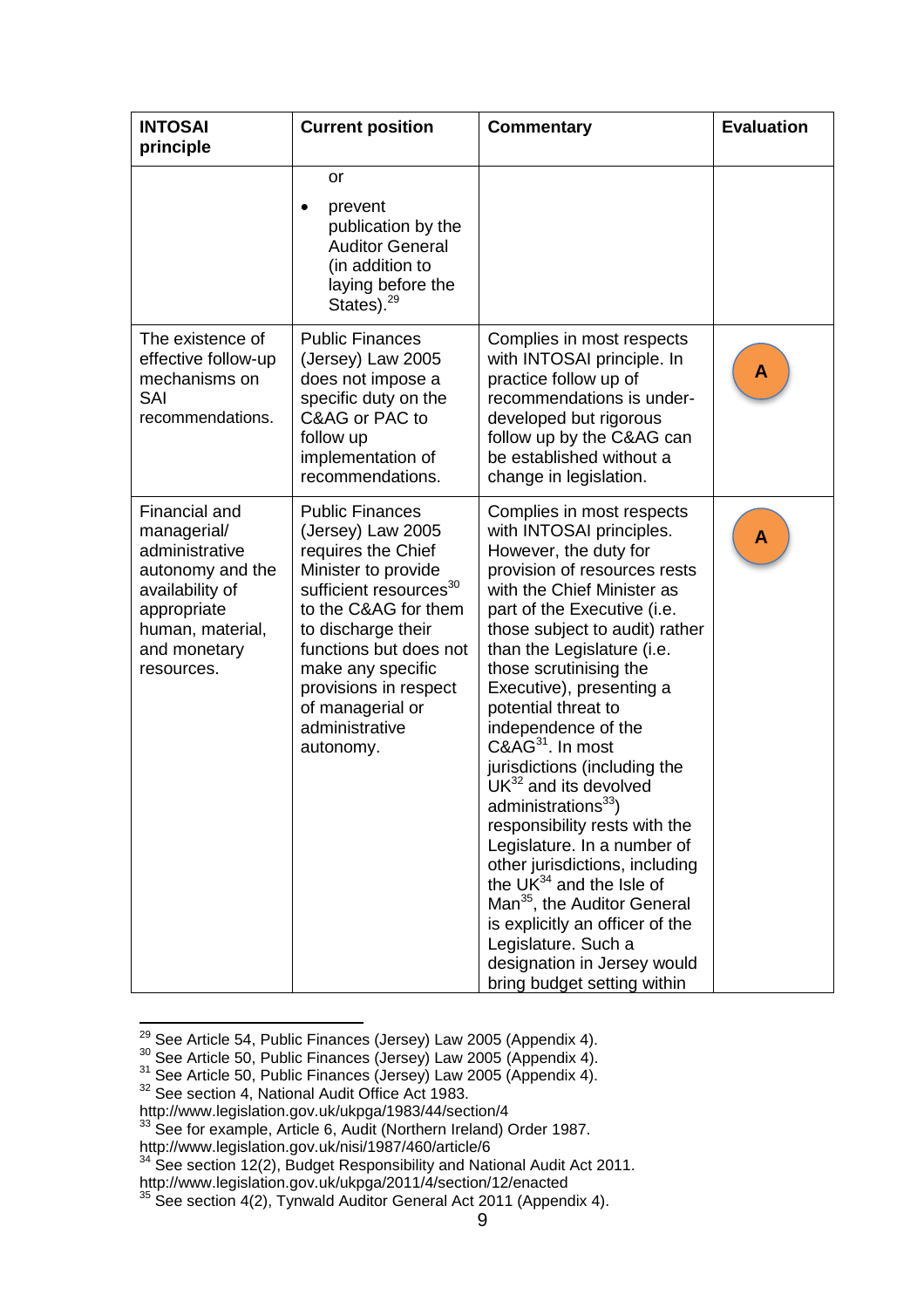| INTOSAI principle | Current position | Commentary | Evaluation |
|---|---|---|---|
| | or<br>• prevent publication by the Auditor General (in addition to laying before the States).[29] | | |
| The existence of effective follow-up mechanisms on SAI recommendations. | Public Finances (Jersey) Law 2005 does not impose a specific duty on the C&AG or PAC to follow up implementation of recommendations. | Complies in most respects with INTOSAI principle. In practice follow up of recommendations is under-developed but rigorous follow up by the C&AG can be established without a change in legislation. | A |
| Financial and managerial/ administrative autonomy and the availability of appropriate human, material, and monetary resources. | Public Finances (Jersey) Law 2005 requires the Chief Minister to provide sufficient resources[30] to the C&AG for them to discharge their functions but does not make any specific provisions in respect of managerial or administrative autonomy. | Complies in most respects with INTOSAI principles. However, the duty for provision of resources rests with the Chief Minister as part of the Executive (i.e. those subject to audit) rather than the Legislature (i.e. those scrutinising the Executive), presenting a potential threat to independence of the C&AG[31]. In most jurisdictions (including the UK[32] and its devolved administrations[33]) responsibility rests with the Legislature. In a number of other jurisdictions, including the UK[34] and the Isle of Man[35], the Auditor General is explicitly an officer of the Legislature. Such a designation in Jersey would bring budget setting within | A |

[29] See Article 54, Public Finances (Jersey) Law 2005 (Appendix 4).
[30] See Article 50, Public Finances (Jersey) Law 2005 (Appendix 4).
[31] See Article 50, Public Finances (Jersey) Law 2005 (Appendix 4).
[32] See section 4, National Audit Office Act 1983. http://www.legislation.gov.uk/ukpga/1983/44/section/4
[33] See for example, Article 6, Audit (Northern Ireland) Order 1987. http://www.legislation.gov.uk/nisi/1987/460/article/6
[34] See section 12(2), Budget Responsibility and National Audit Act 2011. http://www.legislation.gov.uk/ukpga/2011/4/section/12/enacted
[35] See section 4(2), Tynwald Auditor General Act 2011 (Appendix 4).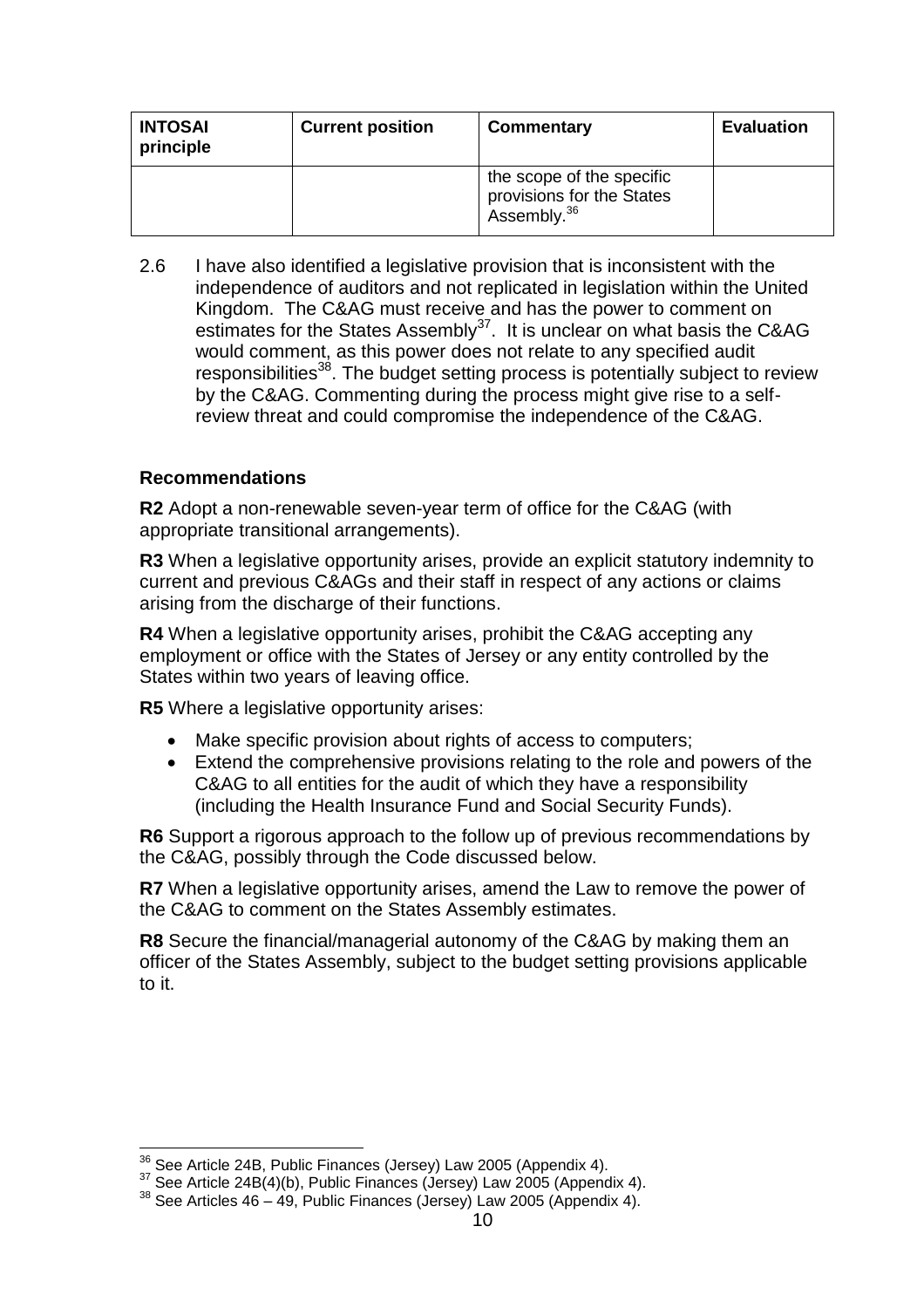| INTOSAI principle | Current position | Commentary | Evaluation |
|---|---|---|---|
| | | the scope of the specific provisions for the States Assembly.[36] | |

2.6 I have also identified a legislative provision that is inconsistent with the independence of auditors and not replicated in legislation within the United Kingdom. The C&AG must receive and has the power to comment on estimates for the States Assembly[37]. It is unclear on what basis the C&AG would comment, as this power does not relate to any specified audit responsibilities[38]. The budget setting process is potentially subject to review by the C&AG. Commenting during the process might give rise to a self-review threat and could compromise the independence of the C&AG.

**Recommendations**

**R2** Adopt a non-renewable seven-year term of office for the C&AG (with appropriate transitional arrangements).

**R3** When a legislative opportunity arises, provide an explicit statutory indemnity to current and previous C&AGs and their staff in respect of any actions or claims arising from the discharge of their functions.

**R4** When a legislative opportunity arises, prohibit the C&AG accepting any employment or office with the States of Jersey or any entity controlled by the States within two years of leaving office.

**R5** Where a legislative opportunity arises:

- Make specific provision about rights of access to computers;
- Extend the comprehensive provisions relating to the role and powers of the C&AG to all entities for the audit of which they have a responsibility (including the Health Insurance Fund and Social Security Funds).

**R6** Support a rigorous approach to the follow up of previous recommendations by the C&AG, possibly through the Code discussed below.

**R7** When a legislative opportunity arises, amend the Law to remove the power of the C&AG to comment on the States Assembly estimates.

**R8** Secure the financial/managerial autonomy of the C&AG by making them an officer of the States Assembly, subject to the budget setting provisions applicable to it.

[36] See Article 24B, Public Finances (Jersey) Law 2005 (Appendix 4).
[37] See Article 24B(4)(b), Public Finances (Jersey) Law 2005 (Appendix 4).
[38] See Articles 46 – 49, Public Finances (Jersey) Law 2005 (Appendix 4).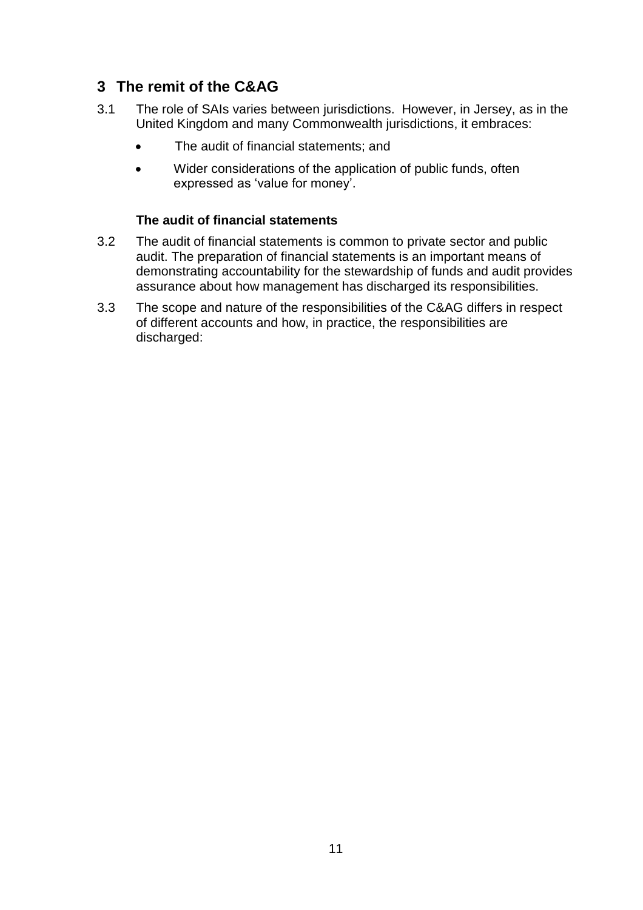## 3 The remit of the C&AG

3.1 The role of SAIs varies between jurisdictions. However, in Jersey, as in the United Kingdom and many Commonwealth jurisdictions, it embraces:

- The audit of financial statements; and
- Wider considerations of the application of public funds, often expressed as 'value for money'.

### The audit of financial statements

3.2 The audit of financial statements is common to private sector and public audit. The preparation of financial statements is an important means of demonstrating accountability for the stewardship of funds and audit provides assurance about how management has discharged its responsibilities.

3.3 The scope and nature of the responsibilities of the C&AG differs in respect of different accounts and how, in practice, the responsibilities are discharged: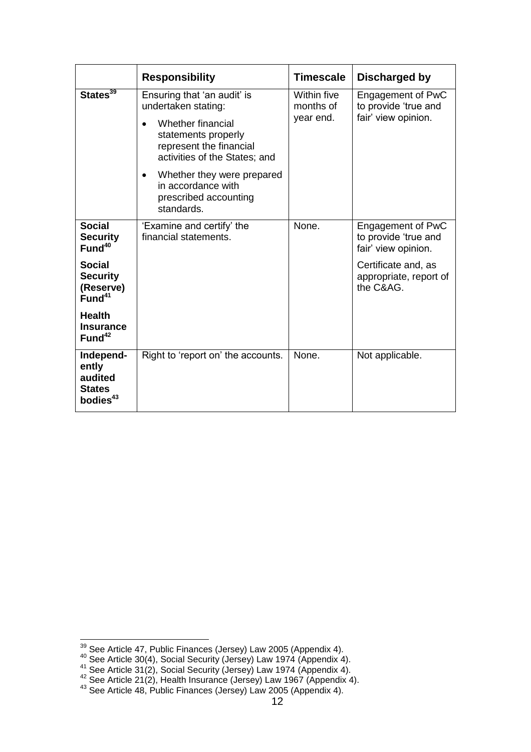| | Responsibility | Timescale | Discharged by |
|---|---|---|---|
| **States**[39] | Ensuring that 'an audit' is undertaken stating:<br>• Whether financial statements properly represent the financial activities of the States; and<br>• Whether they were prepared in accordance with prescribed accounting standards. | Within five months of year end. | Engagement of PwC to provide 'true and fair' view opinion. |
| **Social Security Fund**[40]<br><br>**Social Security (Reserve) Fund**[41]<br><br>**Health Insurance Fund**[42] | 'Examine and certify' the financial statements. | None. | Engagement of PwC to provide 'true and fair' view opinion.<br><br>Certificate and, as appropriate, report of the C&AG. |
| **Independently audited States bodies**[43] | Right to 'report on' the accounts. | None. | Not applicable. |

[39] See Article 47, Public Finances (Jersey) Law 2005 (Appendix 4).
[40] See Article 30(4), Social Security (Jersey) Law 1974 (Appendix 4).
[41] See Article 31(2), Social Security (Jersey) Law 1974 (Appendix 4).
[42] See Article 21(2), Health Insurance (Jersey) Law 1967 (Appendix 4).
[43] See Article 48, Public Finances (Jersey) Law 2005 (Appendix 4).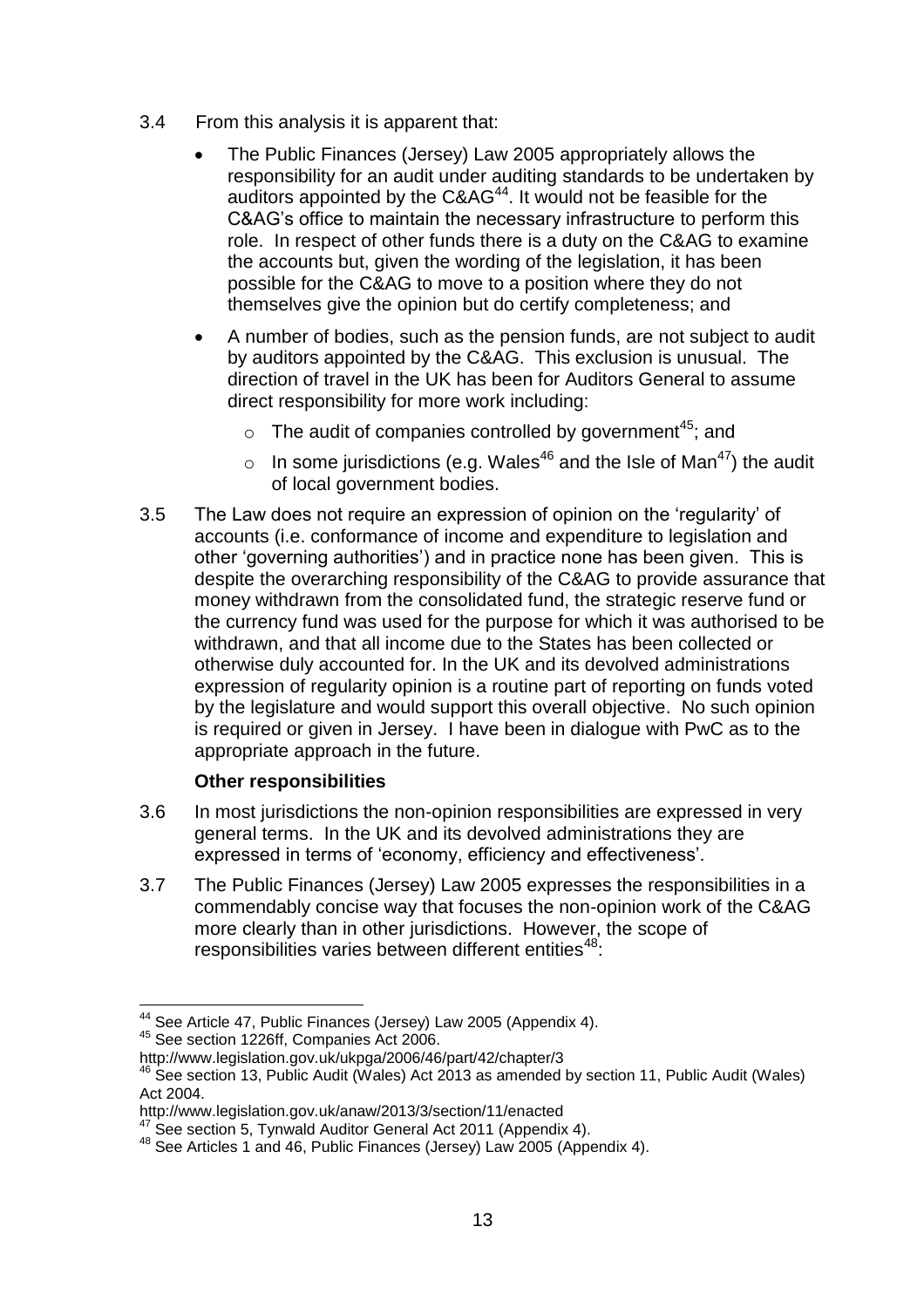3.4 From this analysis it is apparent that:

- The Public Finances (Jersey) Law 2005 appropriately allows the responsibility for an audit under auditing standards to be undertaken by auditors appointed by the C&AG[44]. It would not be feasible for the C&AG's office to maintain the necessary infrastructure to perform this role. In respect of other funds there is a duty on the C&AG to examine the accounts but, given the wording of the legislation, it has been possible for the C&AG to move to a position where they do not themselves give the opinion but do certify completeness; and
- A number of bodies, such as the pension funds, are not subject to audit by auditors appointed by the C&AG. This exclusion is unusual. The direction of travel in the UK has been for Auditors General to assume direct responsibility for more work including:
  - The audit of companies controlled by government[45]; and
  - In some jurisdictions (e.g. Wales[46] and the Isle of Man[47]) the audit of local government bodies.

3.5 The Law does not require an expression of opinion on the 'regularity' of accounts (i.e. conformance of income and expenditure to legislation and other 'governing authorities') and in practice none has been given. This is despite the overarching responsibility of the C&AG to provide assurance that money withdrawn from the consolidated fund, the strategic reserve fund or the currency fund was used for the purpose for which it was authorised to be withdrawn, and that all income due to the States has been collected or otherwise duly accounted for. In the UK and its devolved administrations expression of regularity opinion is a routine part of reporting on funds voted by the legislature and would support this overall objective. No such opinion is required or given in Jersey. I have been in dialogue with PwC as to the appropriate approach in the future.

### Other responsibilities

3.6 In most jurisdictions the non-opinion responsibilities are expressed in very general terms. In the UK and its devolved administrations they are expressed in terms of 'economy, efficiency and effectiveness'.

3.7 The Public Finances (Jersey) Law 2005 expresses the responsibilities in a commendably concise way that focuses the non-opinion work of the C&AG more clearly than in other jurisdictions. However, the scope of responsibilities varies between different entities[48]:

---

[44] See Article 47, Public Finances (Jersey) Law 2005 (Appendix 4).

[45] See section 1226ff, Companies Act 2006.
http://www.legislation.gov.uk/ukpga/2006/46/part/42/chapter/3

[46] See section 13, Public Audit (Wales) Act 2013 as amended by section 11, Public Audit (Wales) Act 2004.
http://www.legislation.gov.uk/anaw/2013/3/section/11/enacted

[47] See section 5, Tynwald Auditor General Act 2011 (Appendix 4).

[48] See Articles 1 and 46, Public Finances (Jersey) Law 2005 (Appendix 4).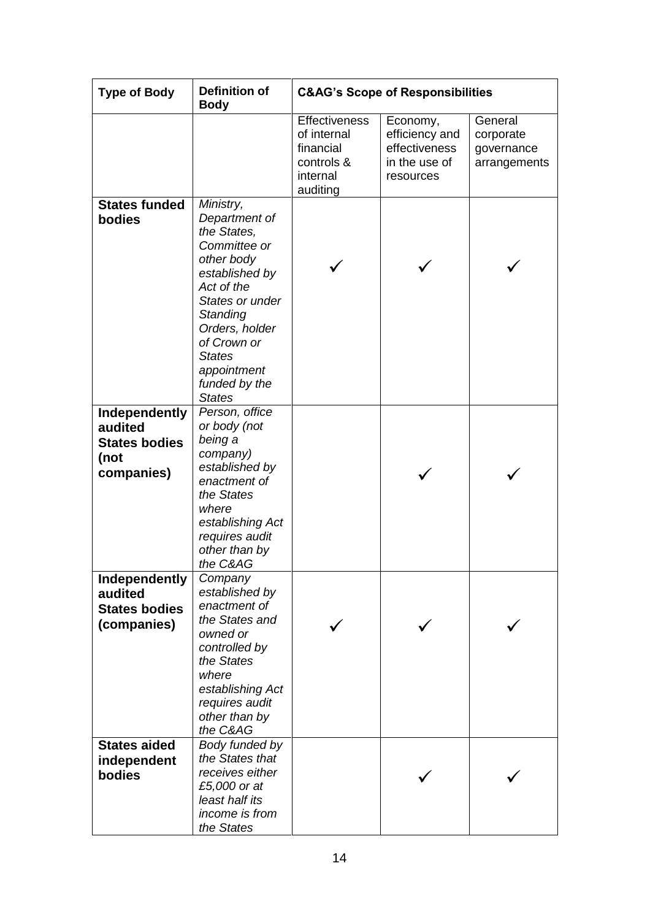| Type of Body | Definition of Body | C&AG's Scope of Responsibilities | | |
|---|---|---|---|---|
| | | Effectiveness of internal financial controls & internal auditing | Economy, efficiency and effectiveness in the use of resources | General corporate governance arrangements |
| **States funded bodies** | *Ministry, Department of the States, Committee or other body established by Act of the States or under Standing Orders, holder of Crown or States appointment funded by the States* | ✓ | ✓ | ✓ |
| **Independently audited States bodies (not companies)** | *Person, office or body (not being a company) established by enactment of the States where establishing Act requires audit other than by the C&AG* | | ✓ | ✓ |
| **Independently audited States bodies (companies)** | *Company established by enactment of the States and owned or controlled by the States where establishing Act requires audit other than by the C&AG* | ✓ | ✓ | ✓ |
| **States aided independent bodies** | *Body funded by the States that receives either £5,000 or at least half its income is from the States* | | ✓ | ✓ |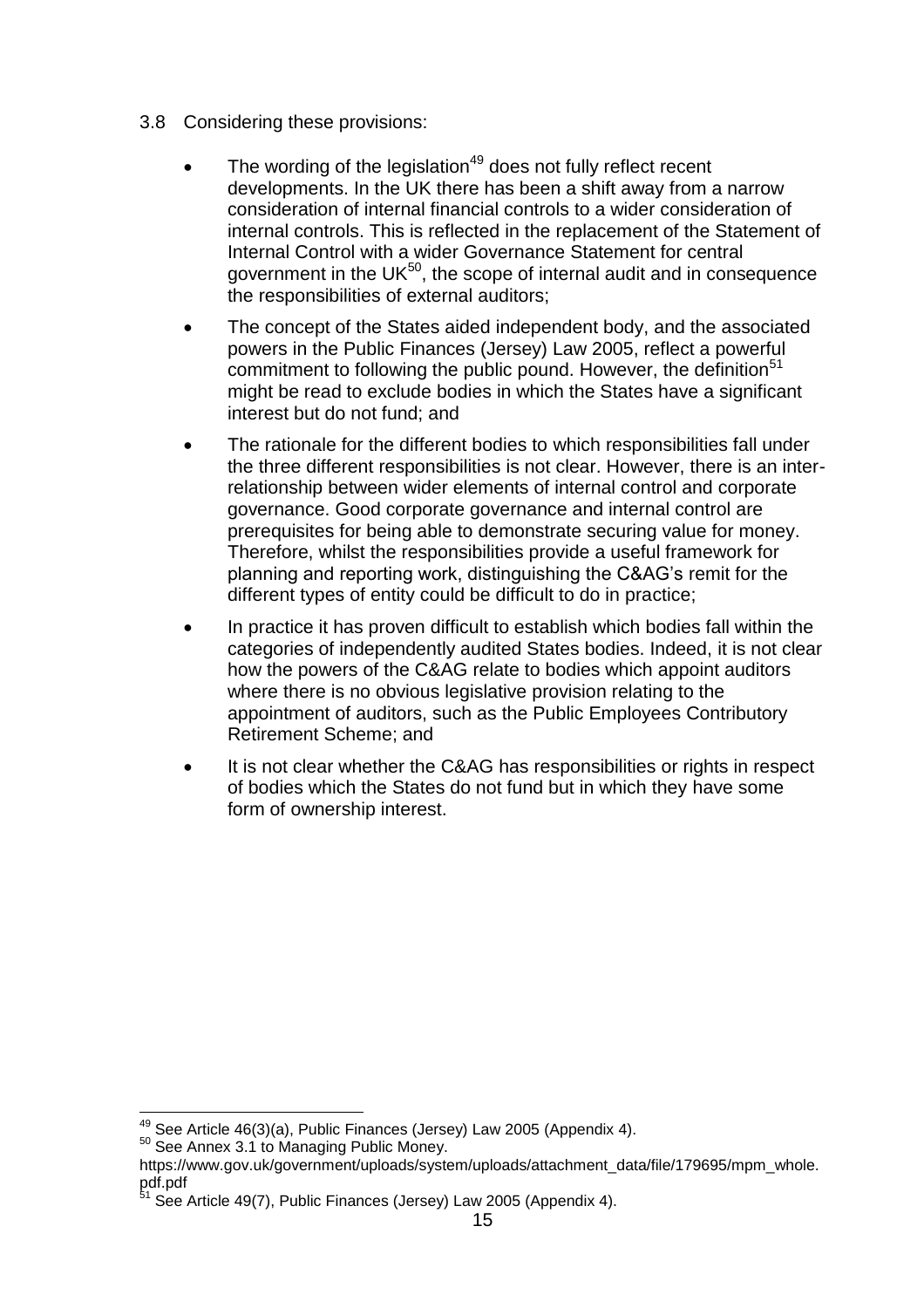3.8 Considering these provisions:

- The wording of the legislation[49] does not fully reflect recent developments. In the UK there has been a shift away from a narrow consideration of internal financial controls to a wider consideration of internal controls. This is reflected in the replacement of the Statement of Internal Control with a wider Governance Statement for central government in the UK[50], the scope of internal audit and in consequence the responsibilities of external auditors;
- The concept of the States aided independent body, and the associated powers in the Public Finances (Jersey) Law 2005, reflect a powerful commitment to following the public pound. However, the definition[51] might be read to exclude bodies in which the States have a significant interest but do not fund; and
- The rationale for the different bodies to which responsibilities fall under the three different responsibilities is not clear. However, there is an inter-relationship between wider elements of internal control and corporate governance. Good corporate governance and internal control are prerequisites for being able to demonstrate securing value for money. Therefore, whilst the responsibilities provide a useful framework for planning and reporting work, distinguishing the C&AG's remit for the different types of entity could be difficult to do in practice;
- In practice it has proven difficult to establish which bodies fall within the categories of independently audited States bodies. Indeed, it is not clear how the powers of the C&AG relate to bodies which appoint auditors where there is no obvious legislative provision relating to the appointment of auditors, such as the Public Employees Contributory Retirement Scheme; and
- It is not clear whether the C&AG has responsibilities or rights in respect of bodies which the States do not fund but in which they have some form of ownership interest.

---

[49] See Article 46(3)(a), Public Finances (Jersey) Law 2005 (Appendix 4).

[50] See Annex 3.1 to Managing Public Money. https://www.gov.uk/government/uploads/system/uploads/attachment_data/file/179695/mpm_whole.pdf.pdf

[51] See Article 49(7), Public Finances (Jersey) Law 2005 (Appendix 4).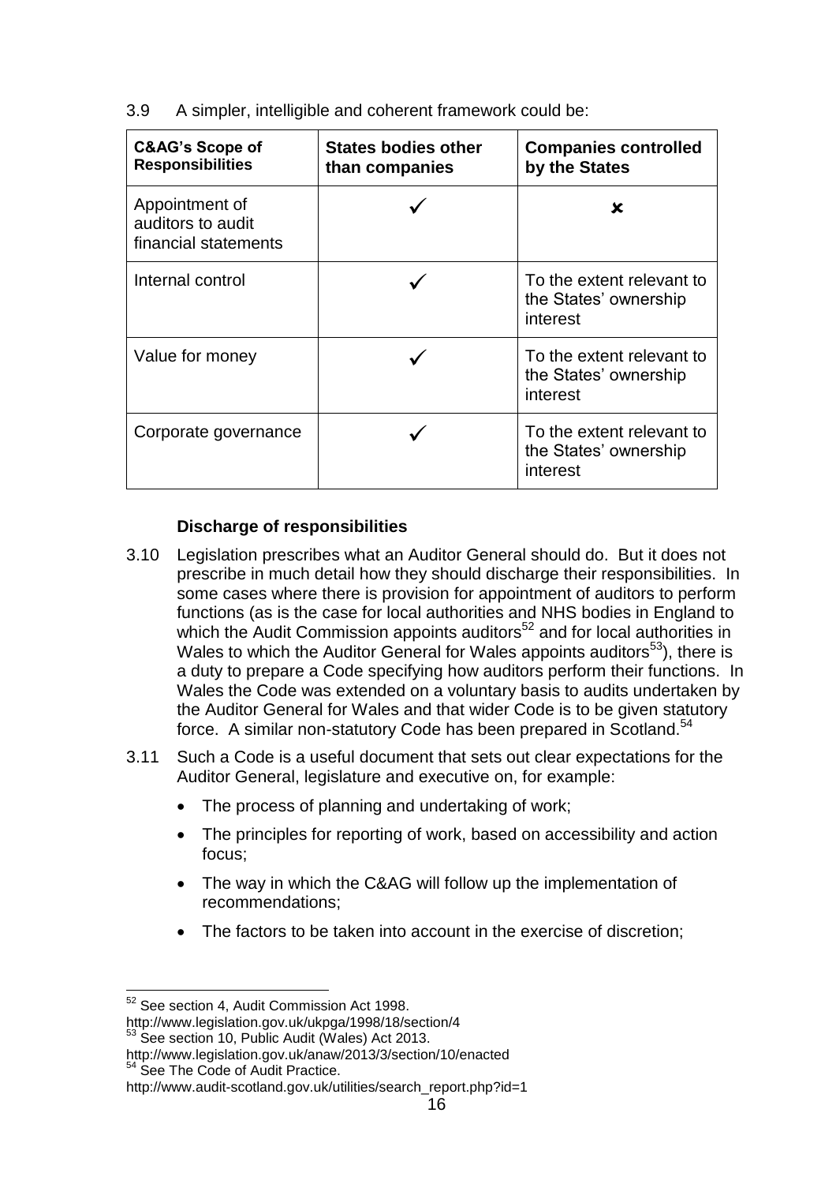3.9 A simpler, intelligible and coherent framework could be:

| C&AG's Scope of Responsibilities | States bodies other than companies | Companies controlled by the States |
|---|---|---|
| Appointment of auditors to audit financial statements | ✓ | ✗ |
| Internal control | ✓ | To the extent relevant to the States' ownership interest |
| Value for money | ✓ | To the extent relevant to the States' ownership interest |
| Corporate governance | ✓ | To the extent relevant to the States' ownership interest |

**Discharge of responsibilities**

3.10 Legislation prescribes what an Auditor General should do. But it does not prescribe in much detail how they should discharge their responsibilities. In some cases where there is provision for appointment of auditors to perform functions (as is the case for local authorities and NHS bodies in England to which the Audit Commission appoints auditors[52] and for local authorities in Wales to which the Auditor General for Wales appoints auditors[53]), there is a duty to prepare a Code specifying how auditors perform their functions. In Wales the Code was extended on a voluntary basis to audits undertaken by the Auditor General for Wales and that wider Code is to be given statutory force. A similar non-statutory Code has been prepared in Scotland.[54]

3.11 Such a Code is a useful document that sets out clear expectations for the Auditor General, legislature and executive on, for example:

- The process of planning and undertaking of work;
- The principles for reporting of work, based on accessibility and action focus;
- The way in which the C&AG will follow up the implementation of recommendations;
- The factors to be taken into account in the exercise of discretion;

---

[52] See section 4, Audit Commission Act 1998. http://www.legislation.gov.uk/ukpga/1998/18/section/4

[53] See section 10, Public Audit (Wales) Act 2013. http://www.legislation.gov.uk/anaw/2013/3/section/10/enacted

[54] See The Code of Audit Practice. http://www.audit-scotland.gov.uk/utilities/search_report.php?id=1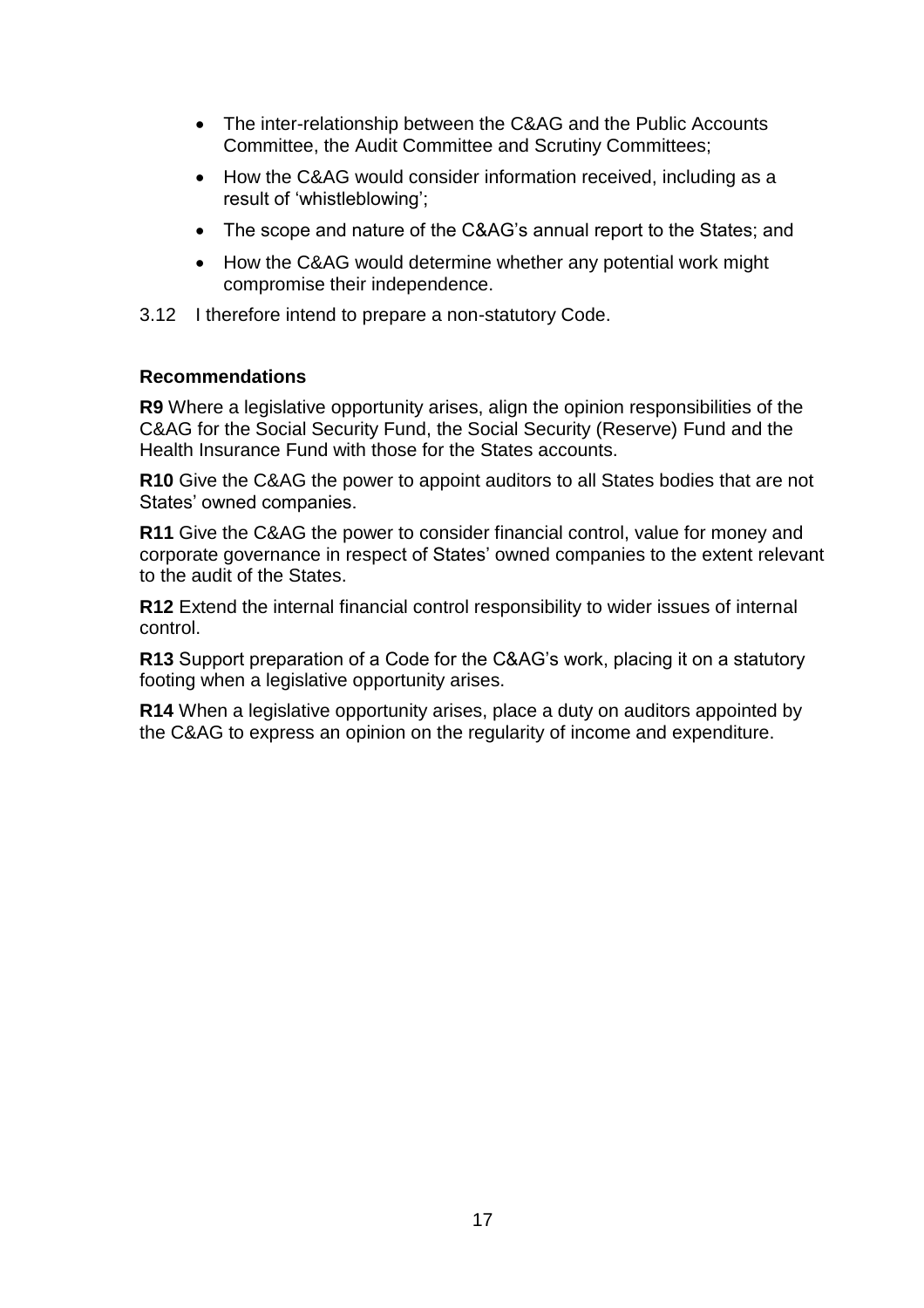- The inter-relationship between the C&AG and the Public Accounts Committee, the Audit Committee and Scrutiny Committees;
- How the C&AG would consider information received, including as a result of 'whistleblowing';
- The scope and nature of the C&AG's annual report to the States; and
- How the C&AG would determine whether any potential work might compromise their independence.

3.12 I therefore intend to prepare a non-statutory Code.

**Recommendations**

**R9** Where a legislative opportunity arises, align the opinion responsibilities of the C&AG for the Social Security Fund, the Social Security (Reserve) Fund and the Health Insurance Fund with those for the States accounts.

**R10** Give the C&AG the power to appoint auditors to all States bodies that are not States' owned companies.

**R11** Give the C&AG the power to consider financial control, value for money and corporate governance in respect of States' owned companies to the extent relevant to the audit of the States.

**R12** Extend the internal financial control responsibility to wider issues of internal control.

**R13** Support preparation of a Code for the C&AG's work, placing it on a statutory footing when a legislative opportunity arises.

**R14** When a legislative opportunity arises, place a duty on auditors appointed by the C&AG to express an opinion on the regularity of income and expenditure.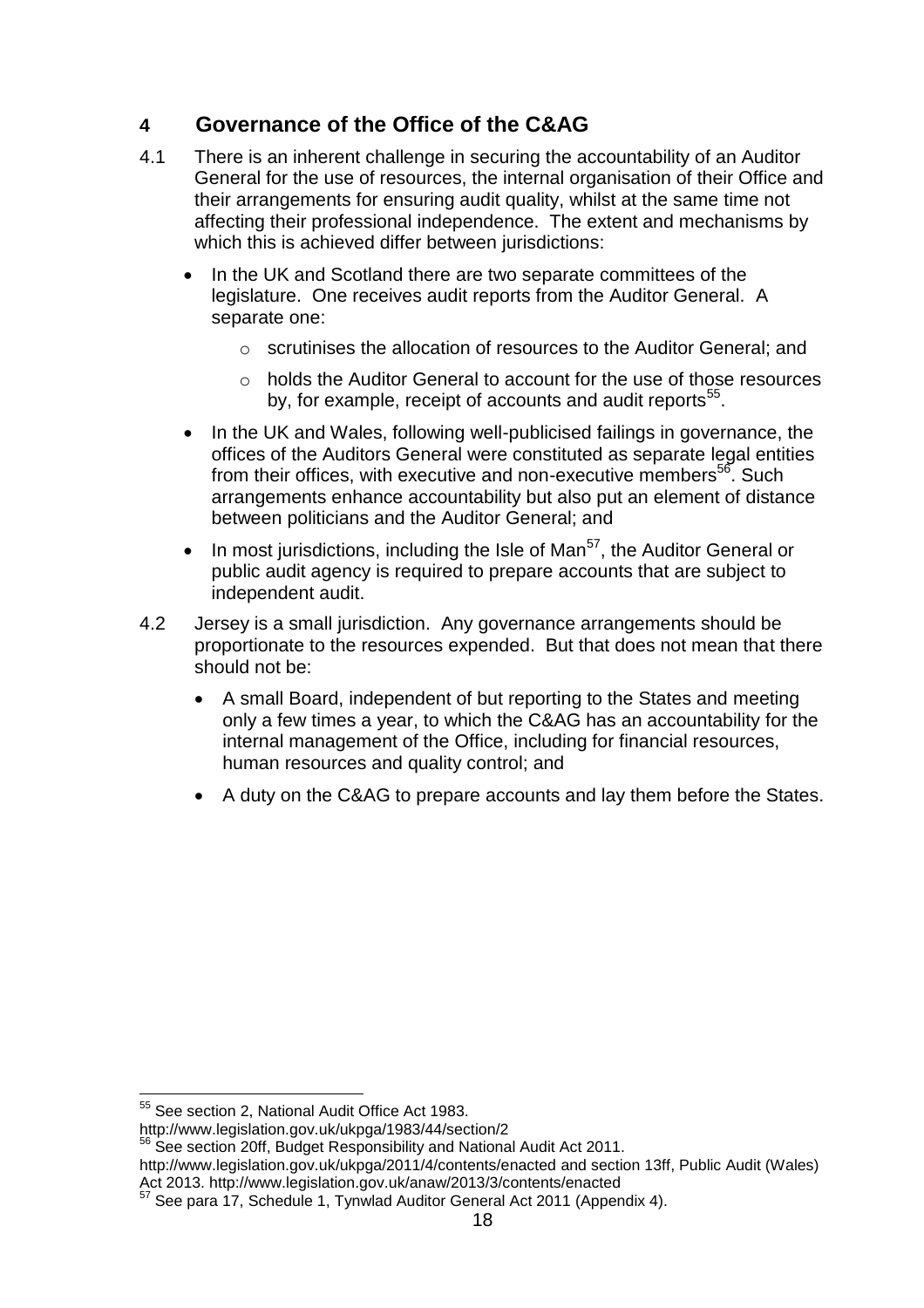## 4 Governance of the Office of the C&AG

4.1 There is an inherent challenge in securing the accountability of an Auditor General for the use of resources, the internal organisation of their Office and their arrangements for ensuring audit quality, whilst at the same time not affecting their professional independence. The extent and mechanisms by which this is achieved differ between jurisdictions:

- In the UK and Scotland there are two separate committees of the legislature. One receives audit reports from the Auditor General. A separate one:
    - scrutinises the allocation of resources to the Auditor General; and
    - holds the Auditor General to account for the use of those resources by, for example, receipt of accounts and audit reports[55].
- In the UK and Wales, following well-publicised failings in governance, the offices of the Auditors General were constituted as separate legal entities from their offices, with executive and non-executive members[56]. Such arrangements enhance accountability but also put an element of distance between politicians and the Auditor General; and
- In most jurisdictions, including the Isle of Man[57], the Auditor General or public audit agency is required to prepare accounts that are subject to independent audit.

4.2 Jersey is a small jurisdiction. Any governance arrangements should be proportionate to the resources expended. But that does not mean that there should not be:

- A small Board, independent of but reporting to the States and meeting only a few times a year, to which the C&AG has an accountability for the internal management of the Office, including for financial resources, human resources and quality control; and
- A duty on the C&AG to prepare accounts and lay them before the States.

---

[55] See section 2, National Audit Office Act 1983. http://www.legislation.gov.uk/ukpga/1983/44/section/2

[56] See section 20ff, Budget Responsibility and National Audit Act 2011. http://www.legislation.gov.uk/ukpga/2011/4/contents/enacted and section 13ff, Public Audit (Wales) Act 2013. http://www.legislation.gov.uk/anaw/2013/3/contents/enacted

[57] See para 17, Schedule 1, Tynwlad Auditor General Act 2011 (Appendix 4).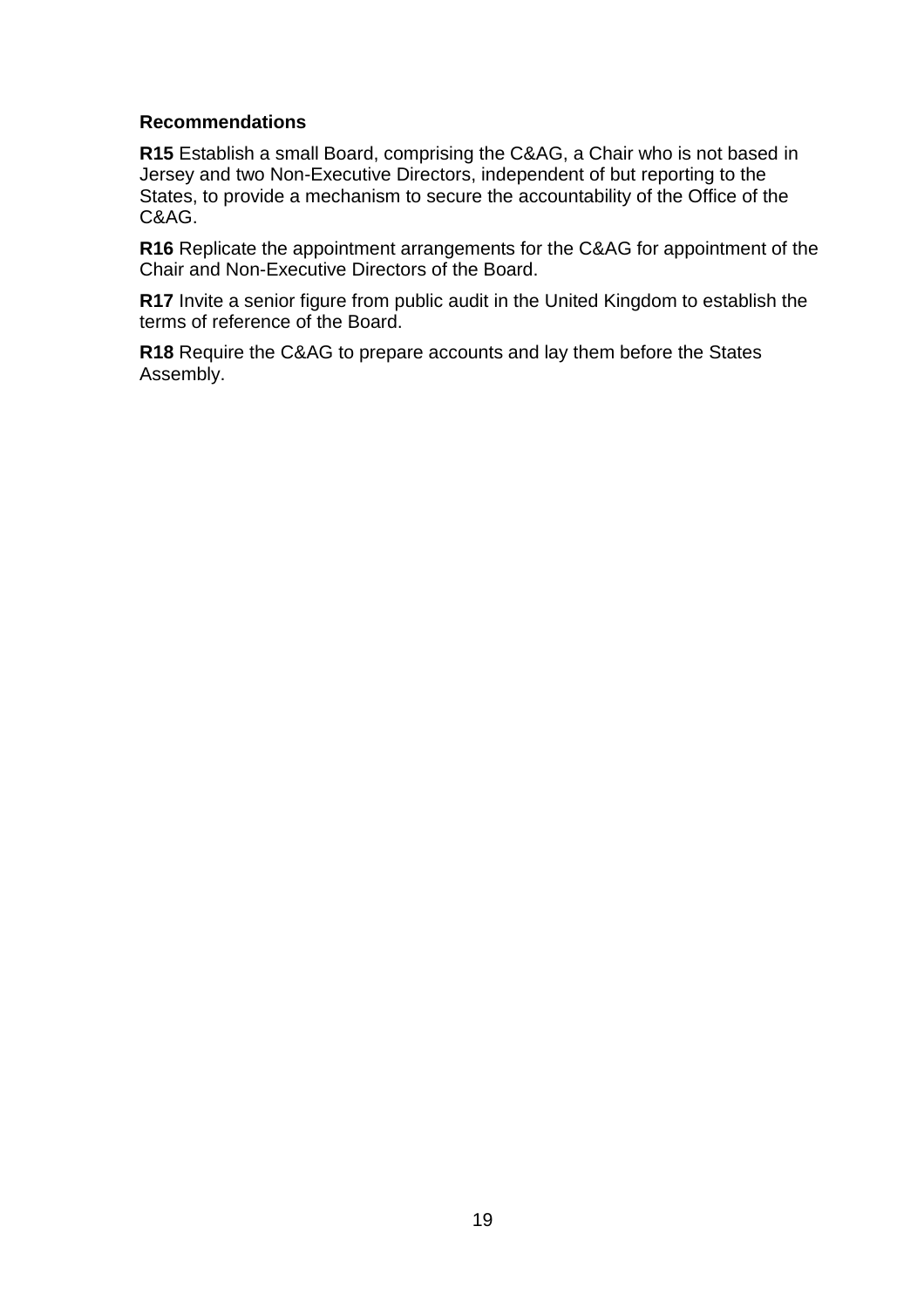**Recommendations**

**R15** Establish a small Board, comprising the C&AG, a Chair who is not based in Jersey and two Non-Executive Directors, independent of but reporting to the States, to provide a mechanism to secure the accountability of the Office of the C&AG.

**R16** Replicate the appointment arrangements for the C&AG for appointment of the Chair and Non-Executive Directors of the Board.

**R17** Invite a senior figure from public audit in the United Kingdom to establish the terms of reference of the Board.

**R18** Require the C&AG to prepare accounts and lay them before the States Assembly.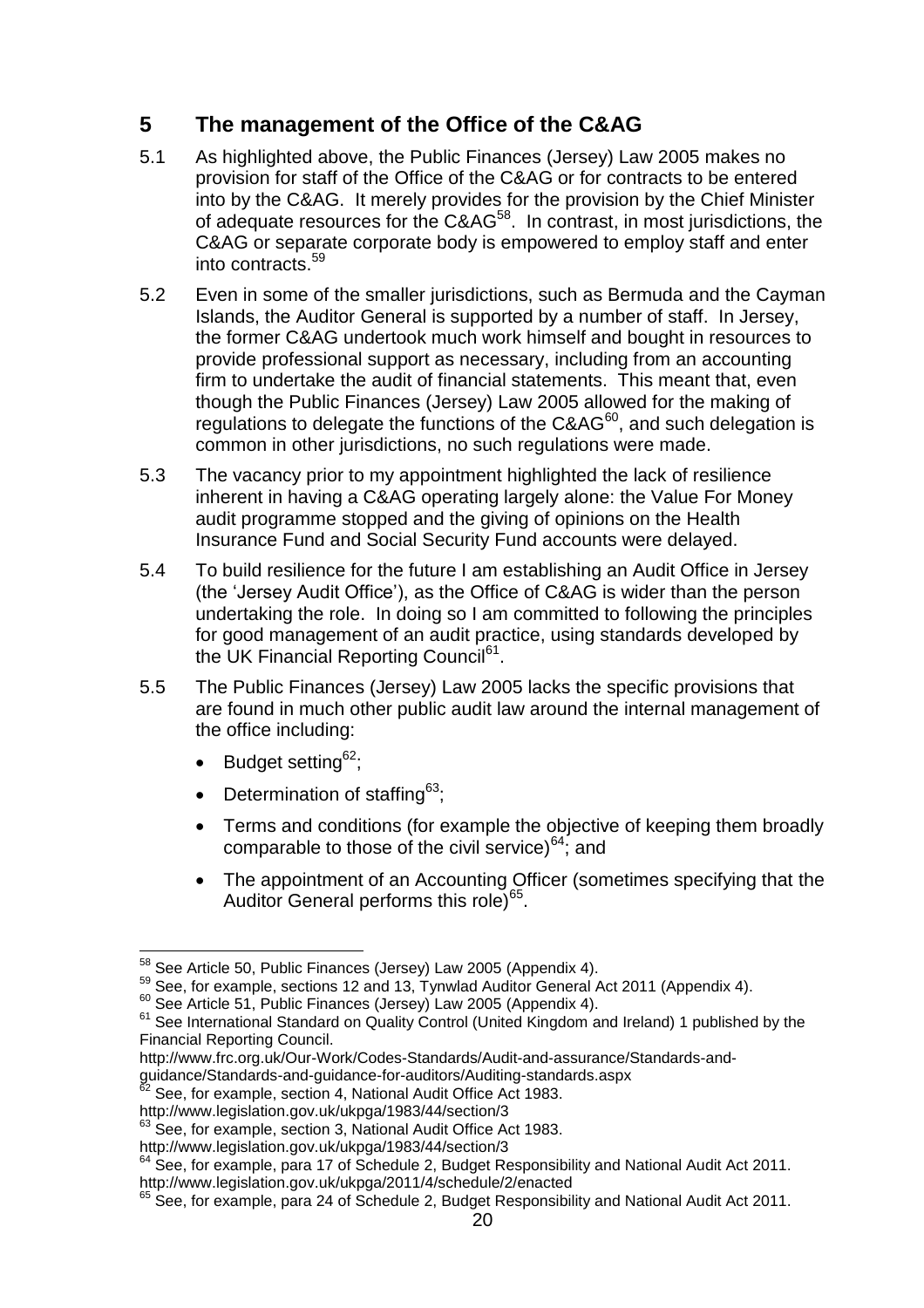## 5 The management of the Office of the C&AG

5.1 As highlighted above, the Public Finances (Jersey) Law 2005 makes no provision for staff of the Office of the C&AG or for contracts to be entered into by the C&AG. It merely provides for the provision by the Chief Minister of adequate resources for the C&AG[58]. In contrast, in most jurisdictions, the C&AG or separate corporate body is empowered to employ staff and enter into contracts.[59]

5.2 Even in some of the smaller jurisdictions, such as Bermuda and the Cayman Islands, the Auditor General is supported by a number of staff. In Jersey, the former C&AG undertook much work himself and bought in resources to provide professional support as necessary, including from an accounting firm to undertake the audit of financial statements. This meant that, even though the Public Finances (Jersey) Law 2005 allowed for the making of regulations to delegate the functions of the C&AG[60], and such delegation is common in other jurisdictions, no such regulations were made.

5.3 The vacancy prior to my appointment highlighted the lack of resilience inherent in having a C&AG operating largely alone: the Value For Money audit programme stopped and the giving of opinions on the Health Insurance Fund and Social Security Fund accounts were delayed.

5.4 To build resilience for the future I am establishing an Audit Office in Jersey (the 'Jersey Audit Office'), as the Office of C&AG is wider than the person undertaking the role. In doing so I am committed to following the principles for good management of an audit practice, using standards developed by the UK Financial Reporting Council[61].

5.5 The Public Finances (Jersey) Law 2005 lacks the specific provisions that are found in much other public audit law around the internal management of the office including:

- Budget setting[62];
- Determination of staffing[63];
- Terms and conditions (for example the objective of keeping them broadly comparable to those of the civil service)[64]; and
- The appointment of an Accounting Officer (sometimes specifying that the Auditor General performs this role)[65].

---

[58] See Article 50, Public Finances (Jersey) Law 2005 (Appendix 4).

[59] See, for example, sections 12 and 13, Tynwlad Auditor General Act 2011 (Appendix 4).

[60] See Article 51, Public Finances (Jersey) Law 2005 (Appendix 4).

[61] See International Standard on Quality Control (United Kingdom and Ireland) 1 published by the Financial Reporting Council.
http://www.frc.org.uk/Our-Work/Codes-Standards/Audit-and-assurance/Standards-and-guidance/Standards-and-guidance-for-auditors/Auditing-standards.aspx

[62] See, for example, section 4, National Audit Office Act 1983.
http://www.legislation.gov.uk/ukpga/1983/44/section/3

[63] See, for example, section 3, National Audit Office Act 1983.
http://www.legislation.gov.uk/ukpga/1983/44/section/3

[64] See, for example, para 17 of Schedule 2, Budget Responsibility and National Audit Act 2011.
http://www.legislation.gov.uk/ukpga/2011/4/schedule/2/enacted

[65] See, for example, para 24 of Schedule 2, Budget Responsibility and National Audit Act 2011.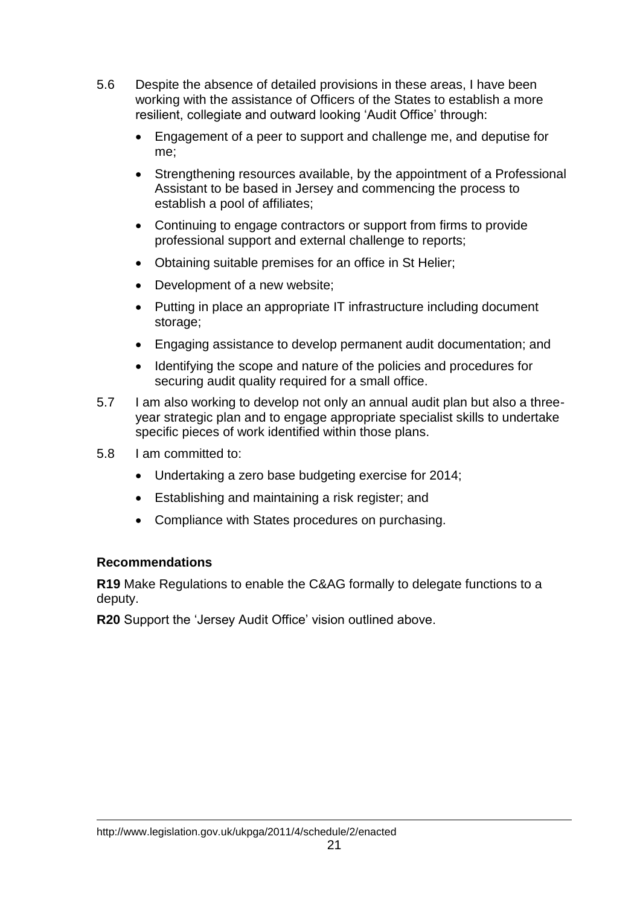5.6 Despite the absence of detailed provisions in these areas, I have been working with the assistance of Officers of the States to establish a more resilient, collegiate and outward looking 'Audit Office' through:

- Engagement of a peer to support and challenge me, and deputise for me;
- Strengthening resources available, by the appointment of a Professional Assistant to be based in Jersey and commencing the process to establish a pool of affiliates;
- Continuing to engage contractors or support from firms to provide professional support and external challenge to reports;
- Obtaining suitable premises for an office in St Helier;
- Development of a new website;
- Putting in place an appropriate IT infrastructure including document storage;
- Engaging assistance to develop permanent audit documentation; and
- Identifying the scope and nature of the policies and procedures for securing audit quality required for a small office.

5.7 I am also working to develop not only an annual audit plan but also a three-year strategic plan and to engage appropriate specialist skills to undertake specific pieces of work identified within those plans.

5.8 I am committed to:

- Undertaking a zero base budgeting exercise for 2014;
- Establishing and maintaining a risk register; and
- Compliance with States procedures on purchasing.

**Recommendations**

**R19** Make Regulations to enable the C&AG formally to delegate functions to a deputy.

**R20** Support the 'Jersey Audit Office' vision outlined above.

---

http://www.legislation.gov.uk/ukpga/2011/4/schedule/2/enacted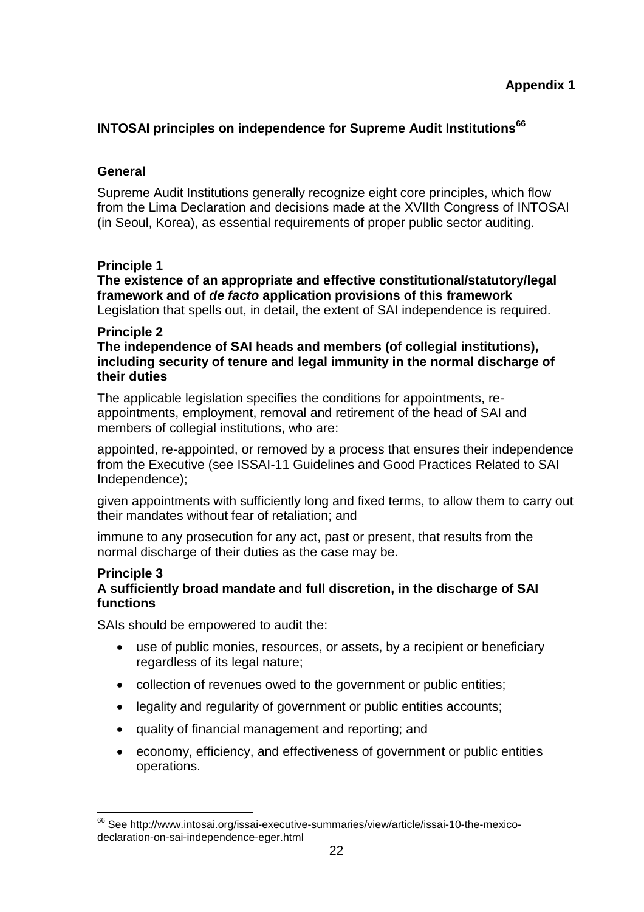**Appendix 1**

## INTOSAI principles on independence for Supreme Audit Institutions[66]

### General

Supreme Audit Institutions generally recognize eight core principles, which flow from the Lima Declaration and decisions made at the XVIIth Congress of INTOSAI (in Seoul, Korea), as essential requirements of proper public sector auditing.

### Principle 1

**The existence of an appropriate and effective constitutional/statutory/legal framework and of *de facto* application provisions of this framework**

Legislation that spells out, in detail, the extent of SAI independence is required.

### Principle 2

**The independence of SAI heads and members (of collegial institutions), including security of tenure and legal immunity in the normal discharge of their duties**

The applicable legislation specifies the conditions for appointments, re-appointments, employment, removal and retirement of the head of SAI and members of collegial institutions, who are:

appointed, re-appointed, or removed by a process that ensures their independence from the Executive (see ISSAI-11 Guidelines and Good Practices Related to SAI Independence);

given appointments with sufficiently long and fixed terms, to allow them to carry out their mandates without fear of retaliation; and

immune to any prosecution for any act, past or present, that results from the normal discharge of their duties as the case may be.

### Principle 3

**A sufficiently broad mandate and full discretion, in the discharge of SAI functions**

SAIs should be empowered to audit the:

- use of public monies, resources, or assets, by a recipient or beneficiary regardless of its legal nature;
- collection of revenues owed to the government or public entities;
- legality and regularity of government or public entities accounts;
- quality of financial management and reporting; and
- economy, efficiency, and effectiveness of government or public entities operations.

---

[66] See http://www.intosai.org/issai-executive-summaries/view/article/issai-10-the-mexico-declaration-on-sai-independence-eger.html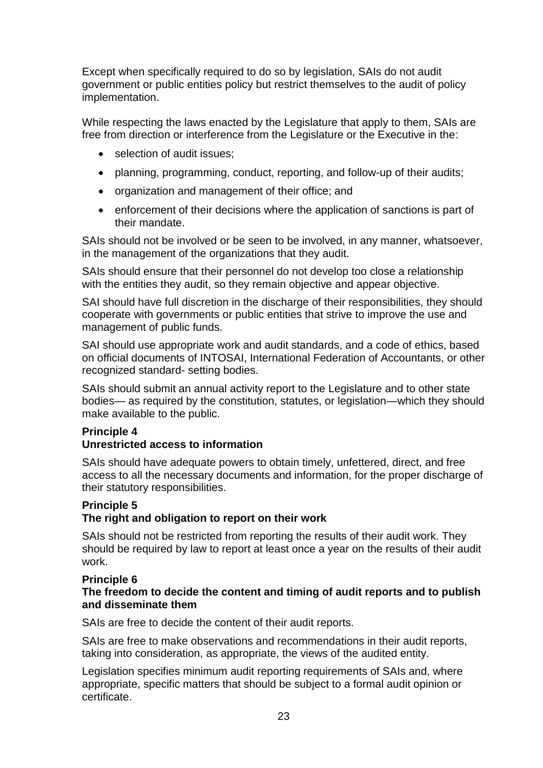Except when specifically required to do so by legislation, SAIs do not audit government or public entities policy but restrict themselves to the audit of policy implementation.

While respecting the laws enacted by the Legislature that apply to them, SAIs are free from direction or interference from the Legislature or the Executive in the:

- selection of audit issues;
- planning, programming, conduct, reporting, and follow-up of their audits;
- organization and management of their office; and
- enforcement of their decisions where the application of sanctions is part of their mandate.

SAIs should not be involved or be seen to be involved, in any manner, whatsoever, in the management of the organizations that they audit.

SAIs should ensure that their personnel do not develop too close a relationship with the entities they audit, so they remain objective and appear objective.

SAI should have full discretion in the discharge of their responsibilities, they should cooperate with governments or public entities that strive to improve the use and management of public funds.

SAI should use appropriate work and audit standards, and a code of ethics, based on official documents of INTOSAI, International Federation of Accountants, or other recognized standard- setting bodies.

SAIs should submit an annual activity report to the Legislature and to other state bodies— as required by the constitution, statutes, or legislation—which they should make available to the public.

**Principle 4**
**Unrestricted access to information**

SAIs should have adequate powers to obtain timely, unfettered, direct, and free access to all the necessary documents and information, for the proper discharge of their statutory responsibilities.

**Principle 5**
**The right and obligation to report on their work**

SAIs should not be restricted from reporting the results of their audit work. They should be required by law to report at least once a year on the results of their audit work.

**Principle 6**
**The freedom to decide the content and timing of audit reports and to publish and disseminate them**

SAIs are free to decide the content of their audit reports.

SAIs are free to make observations and recommendations in their audit reports, taking into consideration, as appropriate, the views of the audited entity.

Legislation specifies minimum audit reporting requirements of SAIs and, where appropriate, specific matters that should be subject to a formal audit opinion or certificate.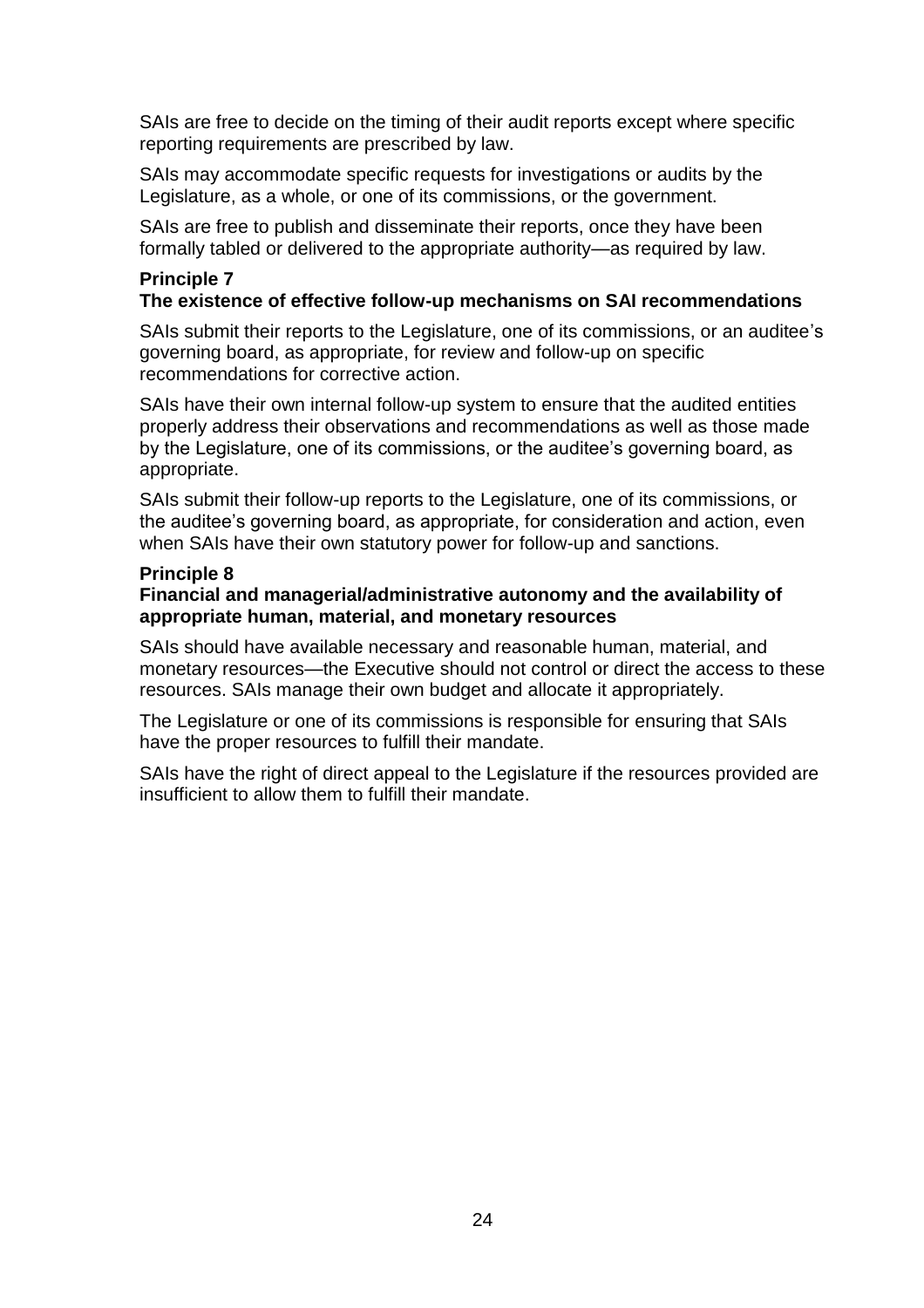SAIs are free to decide on the timing of their audit reports except where specific reporting requirements are prescribed by law.

SAIs may accommodate specific requests for investigations or audits by the Legislature, as a whole, or one of its commissions, or the government.

SAIs are free to publish and disseminate their reports, once they have been formally tabled or delivered to the appropriate authority—as required by law.

**Principle 7**
**The existence of effective follow-up mechanisms on SAI recommendations**

SAIs submit their reports to the Legislature, one of its commissions, or an auditee's governing board, as appropriate, for review and follow-up on specific recommendations for corrective action.

SAIs have their own internal follow-up system to ensure that the audited entities properly address their observations and recommendations as well as those made by the Legislature, one of its commissions, or the auditee's governing board, as appropriate.

SAIs submit their follow-up reports to the Legislature, one of its commissions, or the auditee's governing board, as appropriate, for consideration and action, even when SAIs have their own statutory power for follow-up and sanctions.

**Principle 8**
**Financial and managerial/administrative autonomy and the availability of appropriate human, material, and monetary resources**

SAIs should have available necessary and reasonable human, material, and monetary resources—the Executive should not control or direct the access to these resources. SAIs manage their own budget and allocate it appropriately.

The Legislature or one of its commissions is responsible for ensuring that SAIs have the proper resources to fulfill their mandate.

SAIs have the right of direct appeal to the Legislature if the resources provided are insufficient to allow them to fulfill their mandate.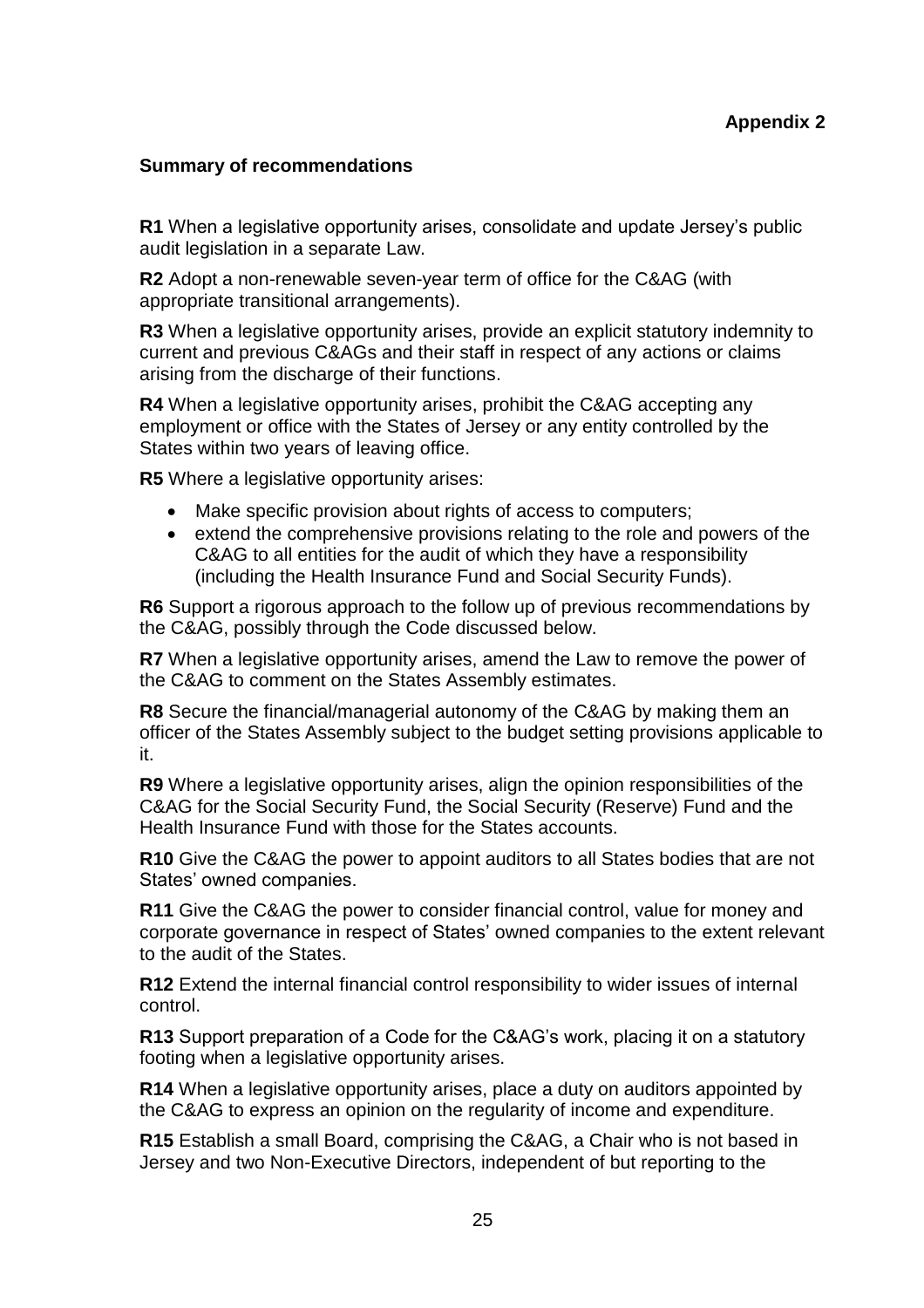**Appendix 2**

**Summary of recommendations**

**R1** When a legislative opportunity arises, consolidate and update Jersey's public audit legislation in a separate Law.

**R2** Adopt a non-renewable seven-year term of office for the C&AG (with appropriate transitional arrangements).

**R3** When a legislative opportunity arises, provide an explicit statutory indemnity to current and previous C&AGs and their staff in respect of any actions or claims arising from the discharge of their functions.

**R4** When a legislative opportunity arises, prohibit the C&AG accepting any employment or office with the States of Jersey or any entity controlled by the States within two years of leaving office.

**R5** Where a legislative opportunity arises:

- Make specific provision about rights of access to computers;
- extend the comprehensive provisions relating to the role and powers of the C&AG to all entities for the audit of which they have a responsibility (including the Health Insurance Fund and Social Security Funds).

**R6** Support a rigorous approach to the follow up of previous recommendations by the C&AG, possibly through the Code discussed below.

**R7** When a legislative opportunity arises, amend the Law to remove the power of the C&AG to comment on the States Assembly estimates.

**R8** Secure the financial/managerial autonomy of the C&AG by making them an officer of the States Assembly subject to the budget setting provisions applicable to it.

**R9** Where a legislative opportunity arises, align the opinion responsibilities of the C&AG for the Social Security Fund, the Social Security (Reserve) Fund and the Health Insurance Fund with those for the States accounts.

**R10** Give the C&AG the power to appoint auditors to all States bodies that are not States' owned companies.

**R11** Give the C&AG the power to consider financial control, value for money and corporate governance in respect of States' owned companies to the extent relevant to the audit of the States.

**R12** Extend the internal financial control responsibility to wider issues of internal control.

**R13** Support preparation of a Code for the C&AG's work, placing it on a statutory footing when a legislative opportunity arises.

**R14** When a legislative opportunity arises, place a duty on auditors appointed by the C&AG to express an opinion on the regularity of income and expenditure.

**R15** Establish a small Board, comprising the C&AG, a Chair who is not based in Jersey and two Non-Executive Directors, independent of but reporting to the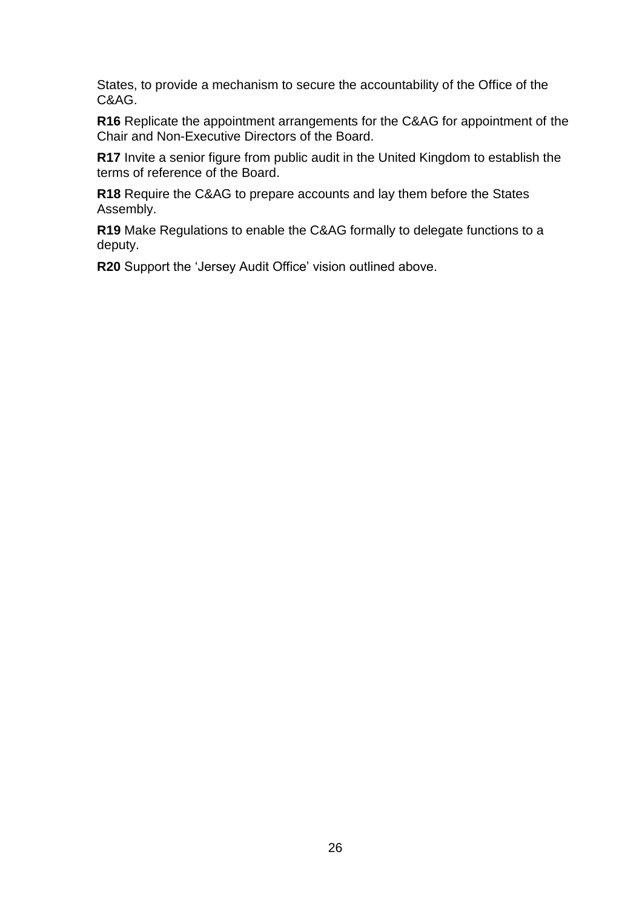States, to provide a mechanism to secure the accountability of the Office of the C&AG.

**R16** Replicate the appointment arrangements for the C&AG for appointment of the Chair and Non-Executive Directors of the Board.

**R17** Invite a senior figure from public audit in the United Kingdom to establish the terms of reference of the Board.

**R18** Require the C&AG to prepare accounts and lay them before the States Assembly.

**R19** Make Regulations to enable the C&AG formally to delegate functions to a deputy.

**R20** Support the 'Jersey Audit Office' vision outlined above.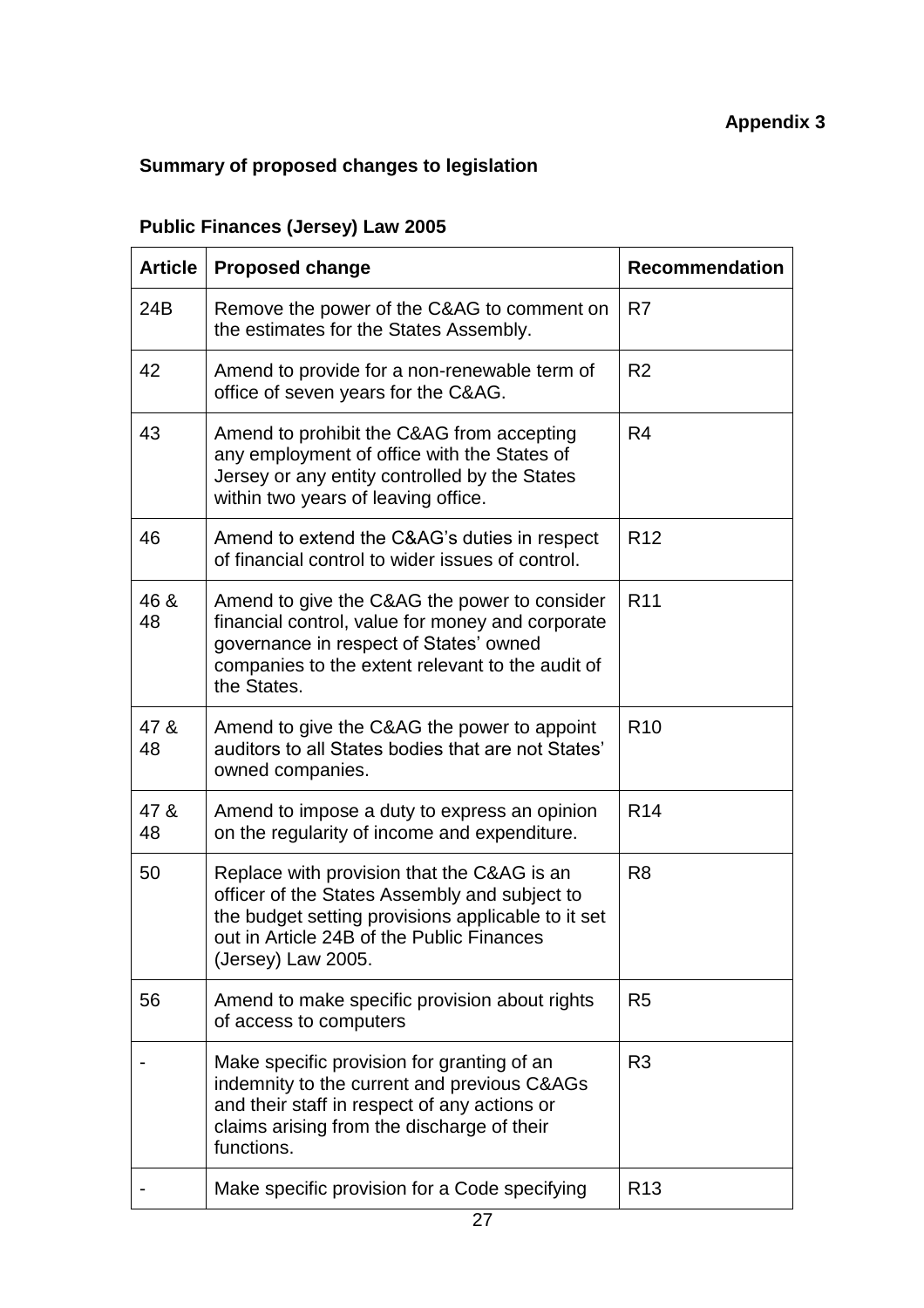**Appendix 3**

**Summary of proposed changes to legislation**

**Public Finances (Jersey) Law 2005**

| Article | Proposed change | Recommendation |
|---|---|---|
| 24B | Remove the power of the C&AG to comment on the estimates for the States Assembly. | R7 |
| 42 | Amend to provide for a non-renewable term of office of seven years for the C&AG. | R2 |
| 43 | Amend to prohibit the C&AG from accepting any employment of office with the States of Jersey or any entity controlled by the States within two years of leaving office. | R4 |
| 46 | Amend to extend the C&AG's duties in respect of financial control to wider issues of control. | R12 |
| 46 & 48 | Amend to give the C&AG the power to consider financial control, value for money and corporate governance in respect of States' owned companies to the extent relevant to the audit of the States. | R11 |
| 47 & 48 | Amend to give the C&AG the power to appoint auditors to all States bodies that are not States' owned companies. | R10 |
| 47 & 48 | Amend to impose a duty to express an opinion on the regularity of income and expenditure. | R14 |
| 50 | Replace with provision that the C&AG is an officer of the States Assembly and subject to the budget setting provisions applicable to it set out in Article 24B of the Public Finances (Jersey) Law 2005. | R8 |
| 56 | Amend to make specific provision about rights of access to computers | R5 |
| - | Make specific provision for granting of an indemnity to the current and previous C&AGs and their staff in respect of any actions or claims arising from the discharge of their functions. | R3 |
| - | Make specific provision for a Code specifying | R13 |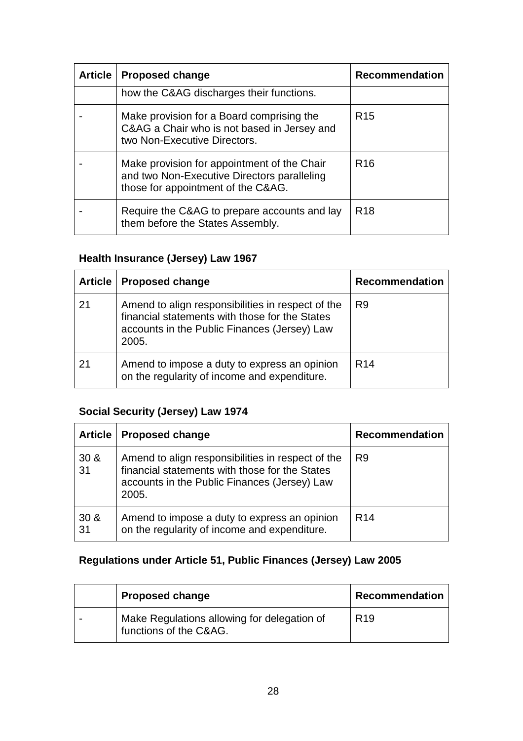| Article | Proposed change | Recommendation |
|---|---|---|
| | how the C&AG discharges their functions. | |
| - | Make provision for a Board comprising the C&AG a Chair who is not based in Jersey and two Non-Executive Directors. | R15 |
| - | Make provision for appointment of the Chair and two Non-Executive Directors paralleling those for appointment of the C&AG. | R16 |
| - | Require the C&AG to prepare accounts and lay them before the States Assembly. | R18 |

**Health Insurance (Jersey) Law 1967**

| Article | Proposed change | Recommendation |
|---|---|---|
| 21 | Amend to align responsibilities in respect of the financial statements with those for the States accounts in the Public Finances (Jersey) Law 2005. | R9 |
| 21 | Amend to impose a duty to express an opinion on the regularity of income and expenditure. | R14 |

**Social Security (Jersey) Law 1974**

| Article | Proposed change | Recommendation |
|---|---|---|
| 30 & 31 | Amend to align responsibilities in respect of the financial statements with those for the States accounts in the Public Finances (Jersey) Law 2005. | R9 |
| 30 & 31 | Amend to impose a duty to express an opinion on the regularity of income and expenditure. | R14 |

**Regulations under Article 51, Public Finances (Jersey) Law 2005**

| | Proposed change | Recommendation |
|---|---|---|
| - | Make Regulations allowing for delegation of functions of the C&AG. | R19 |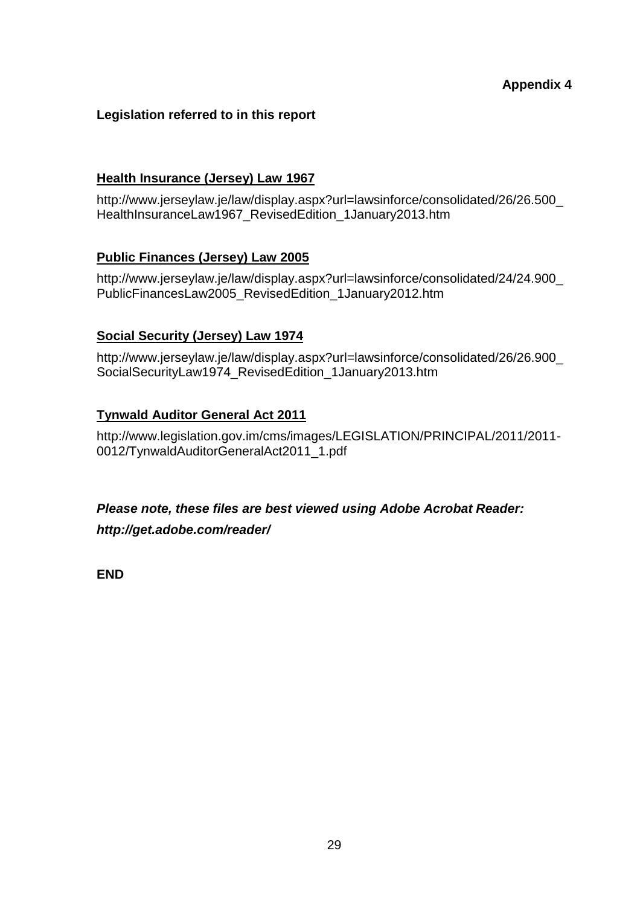**Appendix 4**

**Legislation referred to in this report**

**Health Insurance (Jersey) Law 1967**

http://www.jerseylaw.je/law/display.aspx?url=lawsinforce/consolidated/26/26.500_HealthInsuranceLaw1967_RevisedEdition_1January2013.htm

**Public Finances (Jersey) Law 2005**

http://www.jerseylaw.je/law/display.aspx?url=lawsinforce/consolidated/24/24.900_PublicFinancesLaw2005_RevisedEdition_1January2012.htm

**Social Security (Jersey) Law 1974**

http://www.jerseylaw.je/law/display.aspx?url=lawsinforce/consolidated/26/26.900_SocialSecurityLaw1974_RevisedEdition_1January2013.htm

**Tynwald Auditor General Act 2011**

http://www.legislation.gov.im/cms/images/LEGISLATION/PRINCIPAL/2011/2011-0012/TynwaldAuditorGeneralAct2011_1.pdf

***Please note, these files are best viewed using Adobe Acrobat Reader:***

***http://get.adobe.com/reader/***

**END**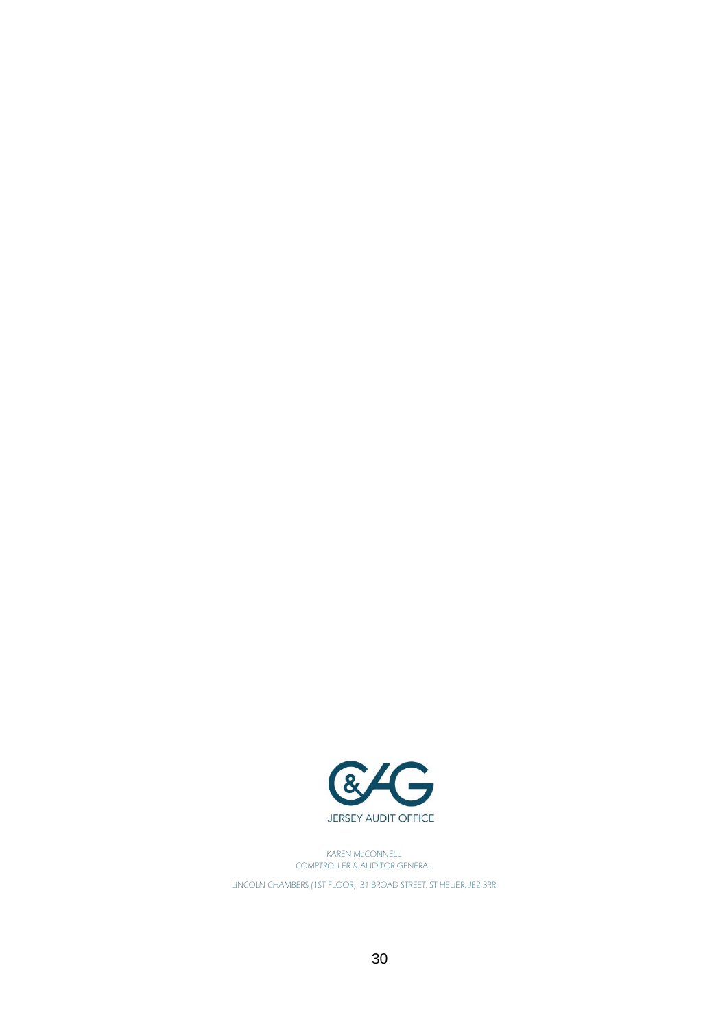JERSEY AUDIT OFFICE

KAREN McCONNELL
COMPTROLLER & AUDITOR GENERAL

LINCOLN CHAMBERS (1ST FLOOR), 31 BROAD STREET, ST HELIER, JE2 3RR